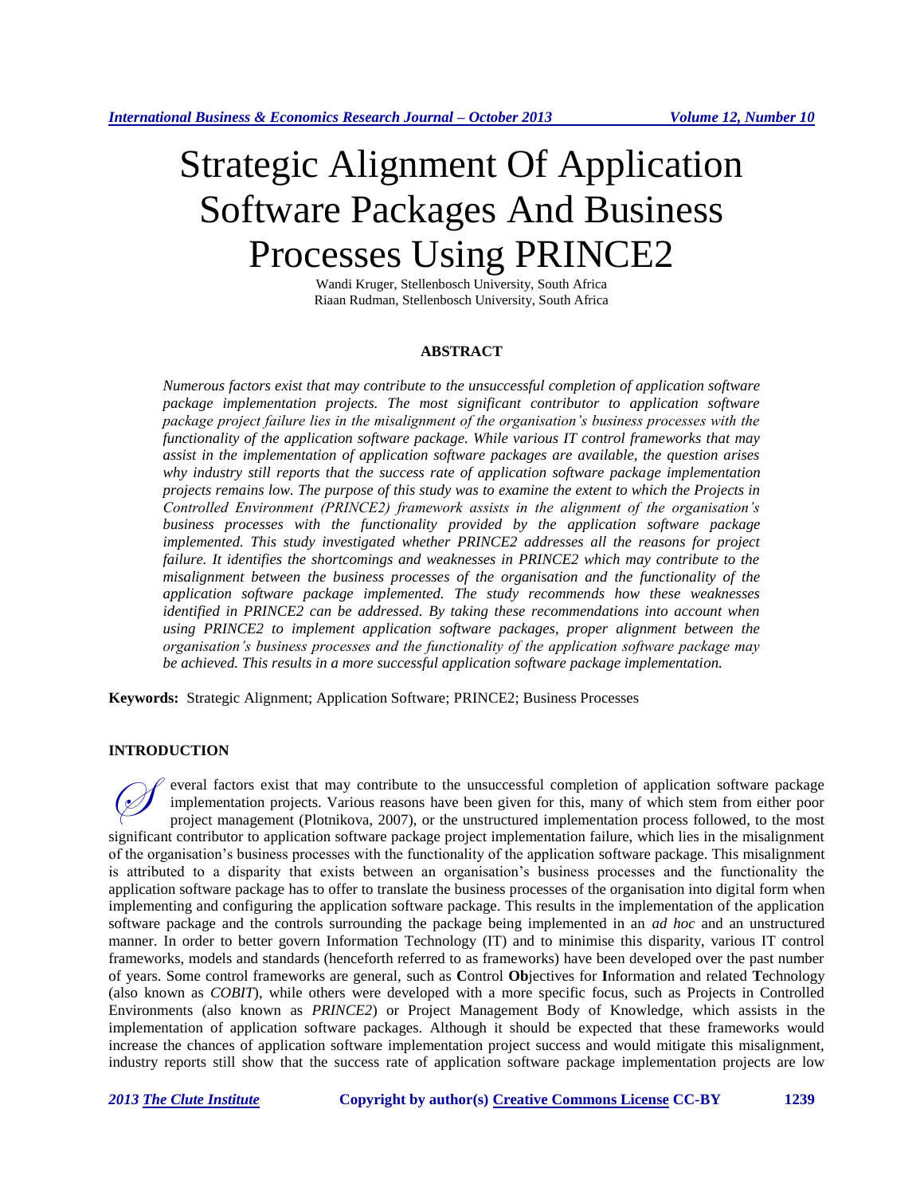# Strategic Alignment Of Application Software Packages And Business Processes Using PRINCE2

Wandi Kruger, Stellenbosch University, South Africa
Riaan Rudman, Stellenbosch University, South Africa

## ABSTRACT

*Numerous factors exist that may contribute to the unsuccessful completion of application software package implementation projects. The most significant contributor to application software package project failure lies in the misalignment of the organisation's business processes with the functionality of the application software package. While various IT control frameworks that may assist in the implementation of application software packages are available, the question arises why industry still reports that the success rate of application software package implementation projects remains low. The purpose of this study was to examine the extent to which the Projects in Controlled Environment (PRINCE2) framework assists in the alignment of the organisation's business processes with the functionality provided by the application software package implemented. This study investigated whether PRINCE2 addresses all the reasons for project failure. It identifies the shortcomings and weaknesses in PRINCE2 which may contribute to the misalignment between the business processes of the organisation and the functionality of the application software package implemented. The study recommends how these weaknesses identified in PRINCE2 can be addressed. By taking these recommendations into account when using PRINCE2 to implement application software packages, proper alignment between the organisation's business processes and the functionality of the application software package may be achieved. This results in a more successful application software package implementation.*

**Keywords:** Strategic Alignment; Application Software; PRINCE2; Business Processes

## INTRODUCTION

Several factors exist that may contribute to the unsuccessful completion of application software package implementation projects. Various reasons have been given for this, many of which stem from either poor project management (Plotnikova, 2007), or the unstructured implementation process followed, to the most significant contributor to application software package project implementation failure, which lies in the misalignment of the organisation's business processes with the functionality of the application software package. This misalignment is attributed to a disparity that exists between an organisation's business processes and the functionality the application software package has to offer to translate the business processes of the organisation into digital form when implementing and configuring the application software package. This results in the implementation of the application software package and the controls surrounding the package being implemented in an *ad hoc* and an unstructured manner. In order to better govern Information Technology (IT) and to minimise this disparity, various IT control frameworks, models and standards (henceforth referred to as frameworks) have been developed over the past number of years. Some control frameworks are general, such as **C**ontrol **Ob**jectives for **I**nformation and related **T**echnology (also known as *COBIT*), while others were developed with a more specific focus, such as Projects in Controlled Environments (also known as *PRINCE2*) or Project Management Body of Knowledge, which assists in the implementation of application software packages. Although it should be expected that these frameworks would increase the chances of application software implementation project success and would mitigate this misalignment, industry reports still show that the success rate of application software package implementation projects are low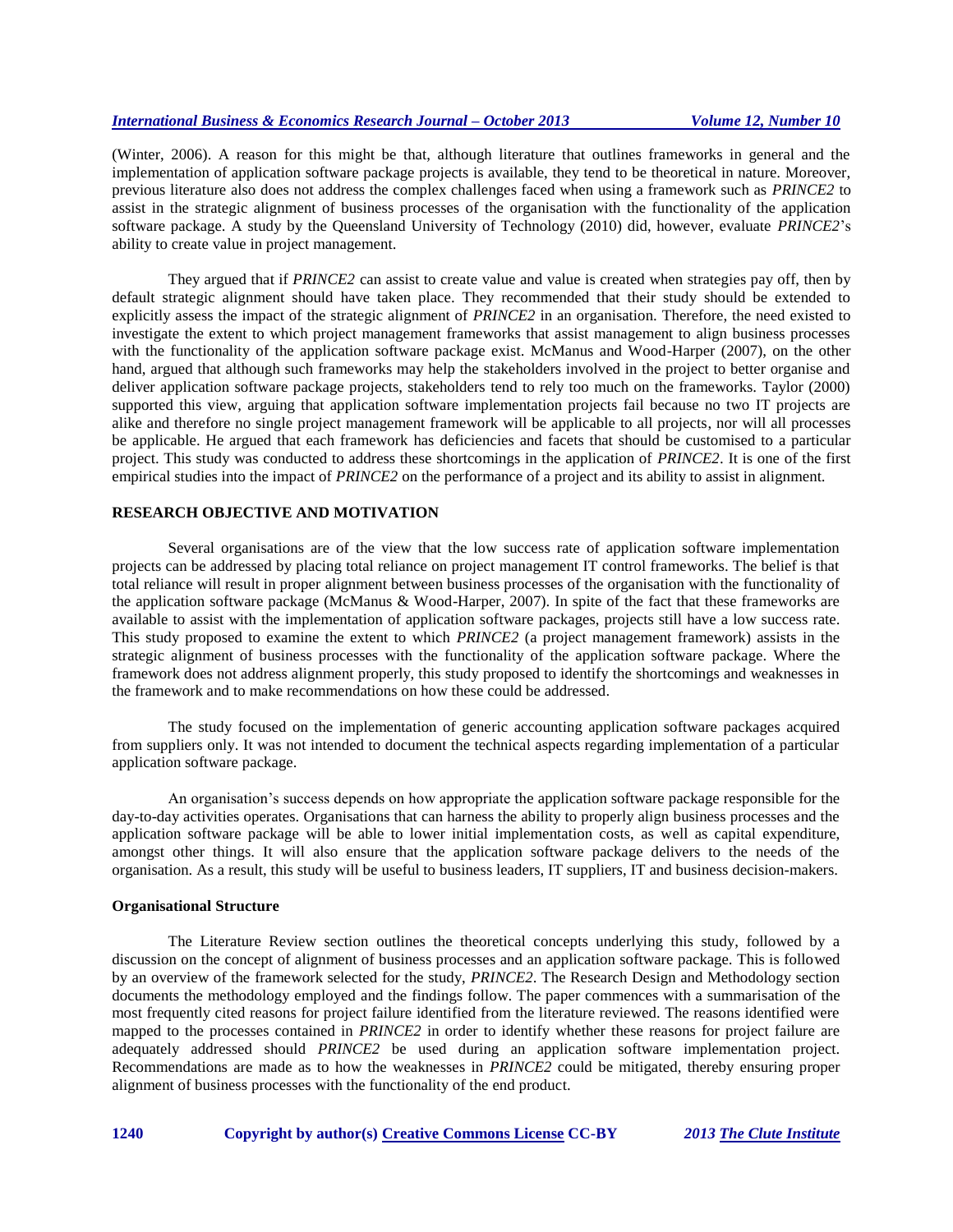(Winter, 2006). A reason for this might be that, although literature that outlines frameworks in general and the implementation of application software package projects is available, they tend to be theoretical in nature. Moreover, previous literature also does not address the complex challenges faced when using a framework such as *PRINCE2* to assist in the strategic alignment of business processes of the organisation with the functionality of the application software package. A study by the Queensland University of Technology (2010) did, however, evaluate *PRINCE2*'s ability to create value in project management.

They argued that if *PRINCE2* can assist to create value and value is created when strategies pay off, then by default strategic alignment should have taken place. They recommended that their study should be extended to explicitly assess the impact of the strategic alignment of *PRINCE2* in an organisation. Therefore, the need existed to investigate the extent to which project management frameworks that assist management to align business processes with the functionality of the application software package exist. McManus and Wood-Harper (2007), on the other hand, argued that although such frameworks may help the stakeholders involved in the project to better organise and deliver application software package projects, stakeholders tend to rely too much on the frameworks. Taylor (2000) supported this view, arguing that application software implementation projects fail because no two IT projects are alike and therefore no single project management framework will be applicable to all projects, nor will all processes be applicable. He argued that each framework has deficiencies and facets that should be customised to a particular project. This study was conducted to address these shortcomings in the application of *PRINCE2*. It is one of the first empirical studies into the impact of *PRINCE2* on the performance of a project and its ability to assist in alignment.

## RESEARCH OBJECTIVE AND MOTIVATION

Several organisations are of the view that the low success rate of application software implementation projects can be addressed by placing total reliance on project management IT control frameworks. The belief is that total reliance will result in proper alignment between business processes of the organisation with the functionality of the application software package (McManus & Wood-Harper, 2007). In spite of the fact that these frameworks are available to assist with the implementation of application software packages, projects still have a low success rate. This study proposed to examine the extent to which *PRINCE2* (a project management framework) assists in the strategic alignment of business processes with the functionality of the application software package. Where the framework does not address alignment properly, this study proposed to identify the shortcomings and weaknesses in the framework and to make recommendations on how these could be addressed.

The study focused on the implementation of generic accounting application software packages acquired from suppliers only. It was not intended to document the technical aspects regarding implementation of a particular application software package.

An organisation's success depends on how appropriate the application software package responsible for the day-to-day activities operates. Organisations that can harness the ability to properly align business processes and the application software package will be able to lower initial implementation costs, as well as capital expenditure, amongst other things. It will also ensure that the application software package delivers to the needs of the organisation. As a result, this study will be useful to business leaders, IT suppliers, IT and business decision-makers.

### Organisational Structure

The Literature Review section outlines the theoretical concepts underlying this study, followed by a discussion on the concept of alignment of business processes and an application software package. This is followed by an overview of the framework selected for the study, *PRINCE2*. The Research Design and Methodology section documents the methodology employed and the findings follow. The paper commences with a summarisation of the most frequently cited reasons for project failure identified from the literature reviewed. The reasons identified were mapped to the processes contained in *PRINCE2* in order to identify whether these reasons for project failure are adequately addressed should *PRINCE2* be used during an application software implementation project. Recommendations are made as to how the weaknesses in *PRINCE2* could be mitigated, thereby ensuring proper alignment of business processes with the functionality of the end product.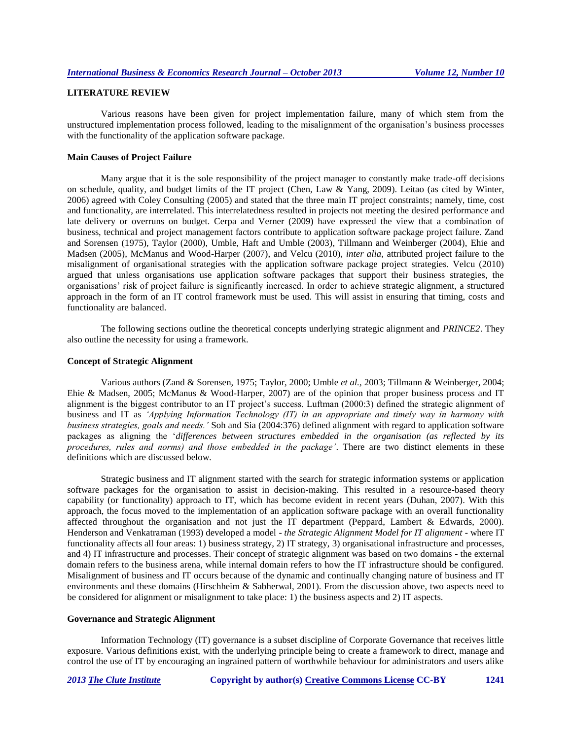## LITERATURE REVIEW

Various reasons have been given for project implementation failure, many of which stem from the unstructured implementation process followed, leading to the misalignment of the organisation's business processes with the functionality of the application software package.

### Main Causes of Project Failure

Many argue that it is the sole responsibility of the project manager to constantly make trade-off decisions on schedule, quality, and budget limits of the IT project (Chen, Law & Yang, 2009). Leitao (as cited by Winter, 2006) agreed with Coley Consulting (2005) and stated that the three main IT project constraints; namely, time, cost and functionality, are interrelated. This interrelatedness resulted in projects not meeting the desired performance and late delivery or overruns on budget. Cerpa and Verner (2009) have expressed the view that a combination of business, technical and project management factors contribute to application software package project failure. Zand and Sorensen (1975), Taylor (2000), Umble, Haft and Umble (2003), Tillmann and Weinberger (2004), Ehie and Madsen (2005), McManus and Wood-Harper (2007), and Velcu (2010), *inter alia,* attributed project failure to the misalignment of organisational strategies with the application software package project strategies. Velcu (2010) argued that unless organisations use application software packages that support their business strategies, the organisations' risk of project failure is significantly increased. In order to achieve strategic alignment, a structured approach in the form of an IT control framework must be used. This will assist in ensuring that timing, costs and functionality are balanced.

The following sections outline the theoretical concepts underlying strategic alignment and *PRINCE2*. They also outline the necessity for using a framework.

### Concept of Strategic Alignment

Various authors (Zand & Sorensen, 1975; Taylor, 2000; Umble *et al.*, 2003; Tillmann & Weinberger, 2004; Ehie & Madsen, 2005; McManus & Wood-Harper, 2007) are of the opinion that proper business process and IT alignment is the biggest contributor to an IT project's success. Luftman (2000:3) defined the strategic alignment of business and IT as *'Applying Information Technology (IT) in an appropriate and timely way in harmony with business strategies, goals and needs.'* Soh and Sia (2004:376) defined alignment with regard to application software packages as aligning the '*differences between structures embedded in the organisation (as reflected by its procedures, rules and norms) and those embedded in the package'*. There are two distinct elements in these definitions which are discussed below.

Strategic business and IT alignment started with the search for strategic information systems or application software packages for the organisation to assist in decision-making. This resulted in a resource-based theory capability (or functionality) approach to IT, which has become evident in recent years (Duhan, 2007). With this approach, the focus moved to the implementation of an application software package with an overall functionality affected throughout the organisation and not just the IT department (Peppard, Lambert & Edwards, 2000). Henderson and Venkatraman (1993) developed a model - *the Strategic Alignment Model for IT alignment* - where IT functionality affects all four areas: 1) business strategy, 2) IT strategy, 3) organisational infrastructure and processes, and 4) IT infrastructure and processes. Their concept of strategic alignment was based on two domains - the external domain refers to the business arena, while internal domain refers to how the IT infrastructure should be configured. Misalignment of business and IT occurs because of the dynamic and continually changing nature of business and IT environments and these domains (Hirschheim & Sabherwal, 2001). From the discussion above, two aspects need to be considered for alignment or misalignment to take place: 1) the business aspects and 2) IT aspects.

### Governance and Strategic Alignment

Information Technology (IT) governance is a subset discipline of Corporate Governance that receives little exposure. Various definitions exist, with the underlying principle being to create a framework to direct, manage and control the use of IT by encouraging an ingrained pattern of worthwhile behaviour for administrators and users alike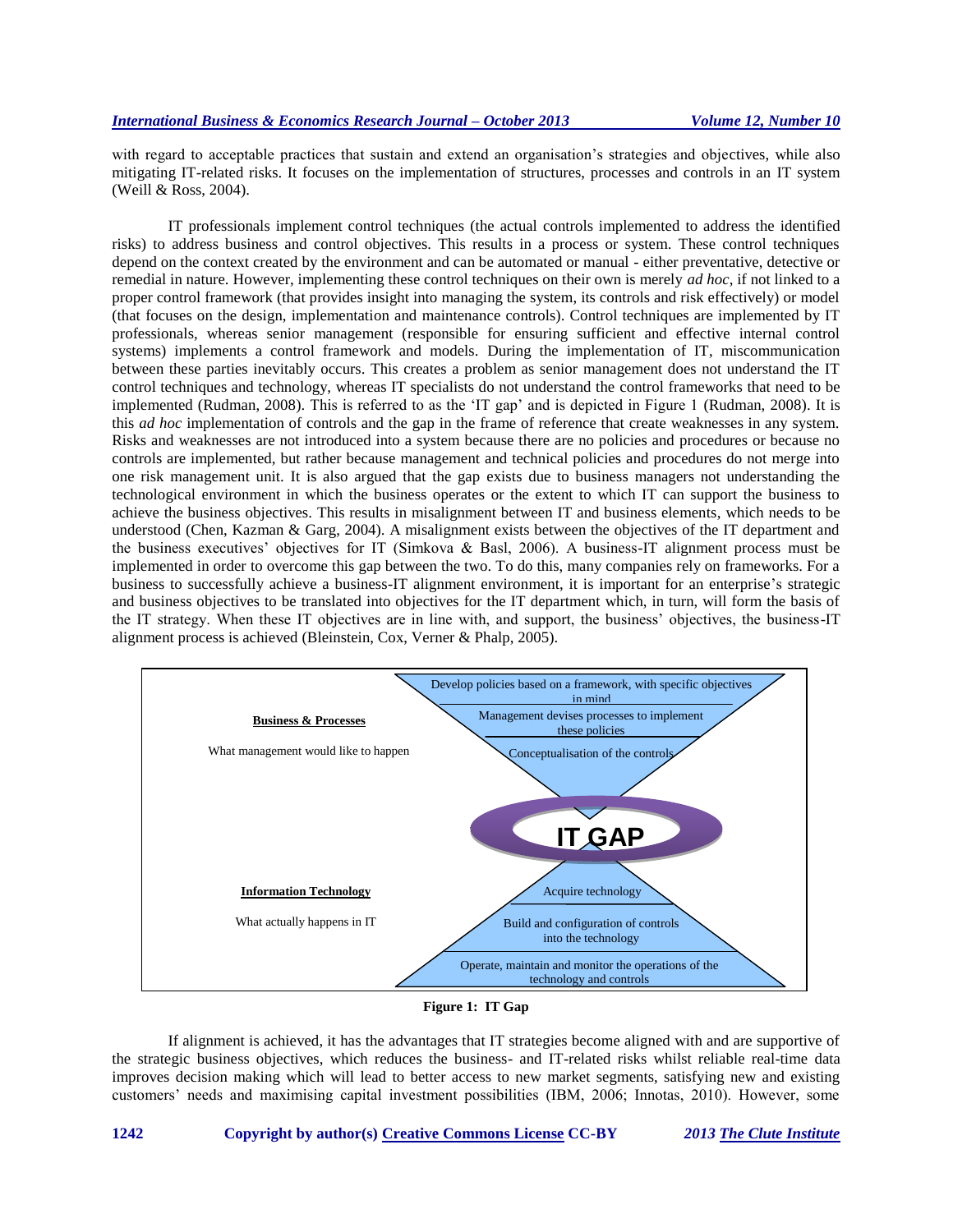with regard to acceptable practices that sustain and extend an organisation's strategies and objectives, while also mitigating IT-related risks. It focuses on the implementation of structures, processes and controls in an IT system (Weill & Ross, 2004).

IT professionals implement control techniques (the actual controls implemented to address the identified risks) to address business and control objectives. This results in a process or system. These control techniques depend on the context created by the environment and can be automated or manual - either preventative, detective or remedial in nature. However, implementing these control techniques on their own is merely *ad hoc*, if not linked to a proper control framework (that provides insight into managing the system, its controls and risk effectively) or model (that focuses on the design, implementation and maintenance controls). Control techniques are implemented by IT professionals, whereas senior management (responsible for ensuring sufficient and effective internal control systems) implements a control framework and models. During the implementation of IT, miscommunication between these parties inevitably occurs. This creates a problem as senior management does not understand the IT control techniques and technology, whereas IT specialists do not understand the control frameworks that need to be implemented (Rudman, 2008). This is referred to as the 'IT gap' and is depicted in Figure 1 (Rudman, 2008). It is this *ad hoc* implementation of controls and the gap in the frame of reference that create weaknesses in any system. Risks and weaknesses are not introduced into a system because there are no policies and procedures or because no controls are implemented, but rather because management and technical policies and procedures do not merge into one risk management unit. It is also argued that the gap exists due to business managers not understanding the technological environment in which the business operates or the extent to which IT can support the business to achieve the business objectives. This results in misalignment between IT and business elements, which needs to be understood (Chen, Kazman & Garg, 2004). A misalignment exists between the objectives of the IT department and the business executives' objectives for IT (Simkova & Basl, 2006). A business-IT alignment process must be implemented in order to overcome this gap between the two. To do this, many companies rely on frameworks. For a business to successfully achieve a business-IT alignment environment, it is important for an enterprise's strategic and business objectives to be translated into objectives for the IT department which, in turn, will form the basis of the IT strategy. When these IT objectives are in line with, and support, the business' objectives, the business-IT alignment process is achieved (Bleinstein, Cox, Verner & Phalp, 2005).

**Business & Processes**

What management would like to happen

- Develop policies based on a framework, with specific objectives in mind
- Management devises processes to implement these policies
- Conceptualisation of the controls

**IT GAP**

**Information Technology**

What actually happens in IT

- Acquire technology
- Build and configuration of controls into the technology
- Operate, maintain and monitor the operations of the technology and controls

**Figure 1: IT Gap**

If alignment is achieved, it has the advantages that IT strategies become aligned with and are supportive of the strategic business objectives, which reduces the business- and IT-related risks whilst reliable real-time data improves decision making which will lead to better access to new market segments, satisfying new and existing customers' needs and maximising capital investment possibilities (IBM, 2006; Innotas, 2010). However, some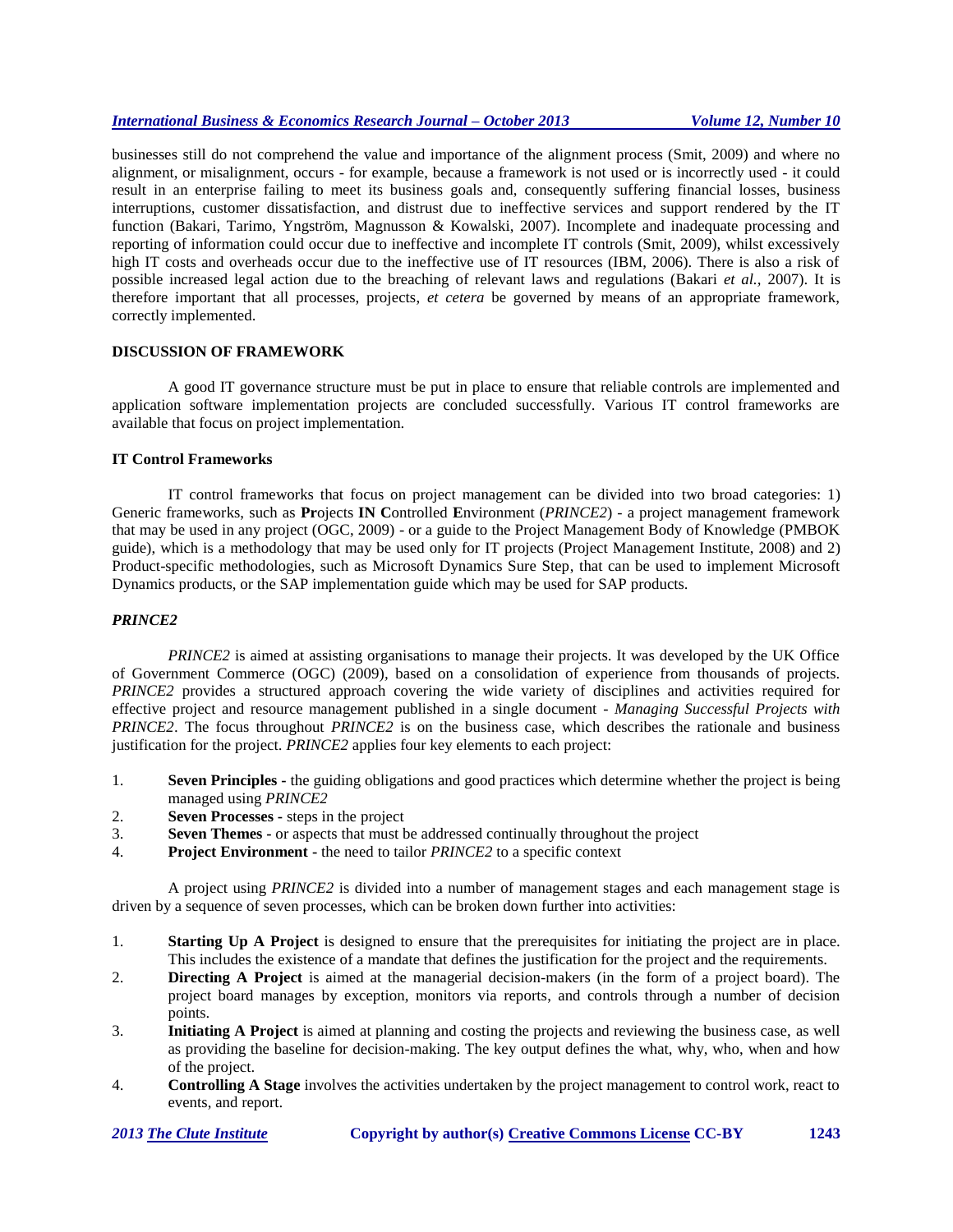businesses still do not comprehend the value and importance of the alignment process (Smit, 2009) and where no alignment, or misalignment, occurs - for example, because a framework is not used or is incorrectly used - it could result in an enterprise failing to meet its business goals and, consequently suffering financial losses, business interruptions, customer dissatisfaction, and distrust due to ineffective services and support rendered by the IT function (Bakari, Tarimo, Yngström, Magnusson & Kowalski, 2007). Incomplete and inadequate processing and reporting of information could occur due to ineffective and incomplete IT controls (Smit, 2009), whilst excessively high IT costs and overheads occur due to the ineffective use of IT resources (IBM, 2006). There is also a risk of possible increased legal action due to the breaching of relevant laws and regulations (Bakari *et al.*, 2007). It is therefore important that all processes, projects, *et cetera* be governed by means of an appropriate framework, correctly implemented.

## DISCUSSION OF FRAMEWORK

A good IT governance structure must be put in place to ensure that reliable controls are implemented and application software implementation projects are concluded successfully. Various IT control frameworks are available that focus on project implementation.

### IT Control Frameworks

IT control frameworks that focus on project management can be divided into two broad categories: 1) Generic frameworks, such as **Pr**ojects **IN C**ontrolled **E**nvironment (*PRINCE2*) - a project management framework that may be used in any project (OGC, 2009) - or a guide to the Project Management Body of Knowledge (PMBOK guide), which is a methodology that may be used only for IT projects (Project Management Institute, 2008) and 2) Product-specific methodologies, such as Microsoft Dynamics Sure Step, that can be used to implement Microsoft Dynamics products, or the SAP implementation guide which may be used for SAP products.

### *PRINCE2*

*PRINCE2* is aimed at assisting organisations to manage their projects. It was developed by the UK Office of Government Commerce (OGC) (2009), based on a consolidation of experience from thousands of projects. *PRINCE2* provides a structured approach covering the wide variety of disciplines and activities required for effective project and resource management published in a single document - *Managing Successful Projects with PRINCE2*. The focus throughout *PRINCE2* is on the business case, which describes the rationale and business justification for the project. *PRINCE2* applies four key elements to each project:

1. **Seven Principles -** the guiding obligations and good practices which determine whether the project is being managed using *PRINCE2*
2. **Seven Processes -** steps in the project
3. **Seven Themes -** or aspects that must be addressed continually throughout the project
4. **Project Environment -** the need to tailor *PRINCE2* to a specific context

A project using *PRINCE2* is divided into a number of management stages and each management stage is driven by a sequence of seven processes, which can be broken down further into activities:

1. **Starting Up A Project** is designed to ensure that the prerequisites for initiating the project are in place. This includes the existence of a mandate that defines the justification for the project and the requirements.
2. **Directing A Project** is aimed at the managerial decision-makers (in the form of a project board). The project board manages by exception, monitors via reports, and controls through a number of decision points.
3. **Initiating A Project** is aimed at planning and costing the projects and reviewing the business case, as well as providing the baseline for decision-making. The key output defines the what, why, who, when and how of the project.
4. **Controlling A Stage** involves the activities undertaken by the project management to control work, react to events, and report.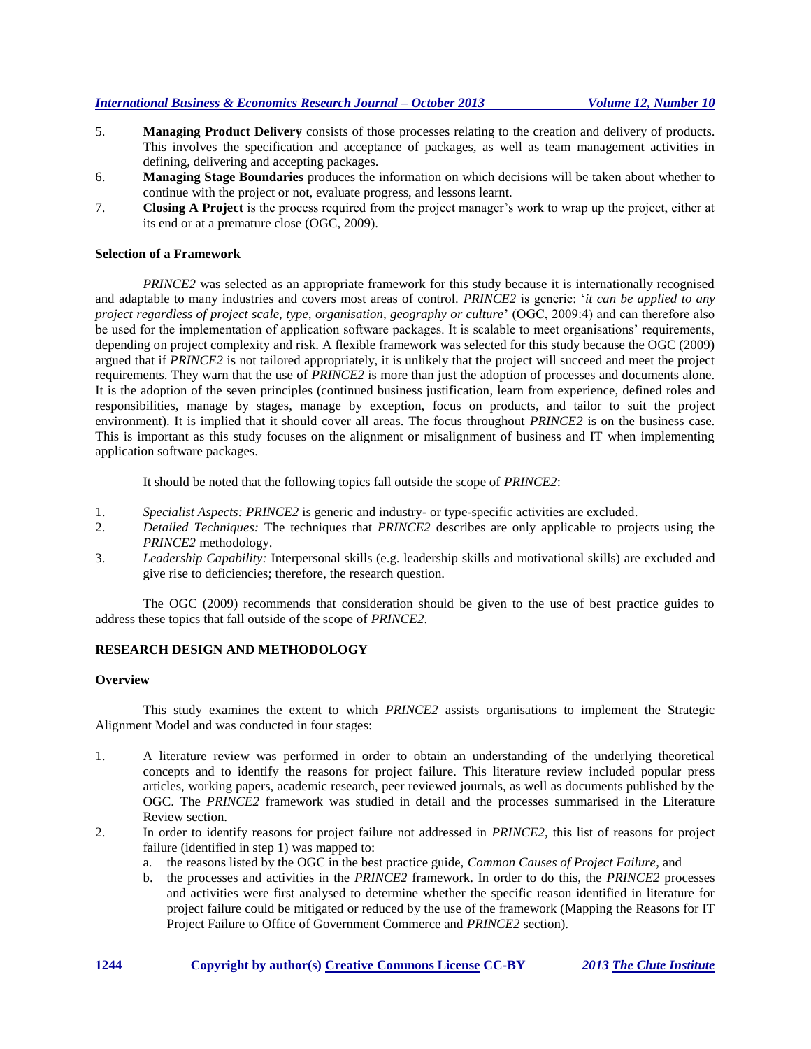5. **Managing Product Delivery** consists of those processes relating to the creation and delivery of products. This involves the specification and acceptance of packages, as well as team management activities in defining, delivering and accepting packages.
6. **Managing Stage Boundaries** produces the information on which decisions will be taken about whether to continue with the project or not, evaluate progress, and lessons learnt.
7. **Closing A Project** is the process required from the project manager's work to wrap up the project, either at its end or at a premature close (OGC, 2009).

### Selection of a Framework

*PRINCE2* was selected as an appropriate framework for this study because it is internationally recognised and adaptable to many industries and covers most areas of control. *PRINCE2* is generic: '*it can be applied to any project regardless of project scale, type, organisation, geography or culture*' (OGC, 2009:4) and can therefore also be used for the implementation of application software packages. It is scalable to meet organisations' requirements, depending on project complexity and risk. A flexible framework was selected for this study because the OGC (2009) argued that if *PRINCE2* is not tailored appropriately, it is unlikely that the project will succeed and meet the project requirements. They warn that the use of *PRINCE2* is more than just the adoption of processes and documents alone. It is the adoption of the seven principles (continued business justification, learn from experience, defined roles and responsibilities, manage by stages, manage by exception, focus on products, and tailor to suit the project environment). It is implied that it should cover all areas. The focus throughout *PRINCE2* is on the business case. This is important as this study focuses on the alignment or misalignment of business and IT when implementing application software packages.

It should be noted that the following topics fall outside the scope of *PRINCE2*:

1. *Specialist Aspects: PRINCE2* is generic and industry- or type-specific activities are excluded.
2. *Detailed Techniques:* The techniques that *PRINCE2* describes are only applicable to projects using the *PRINCE2* methodology.
3. *Leadership Capability:* Interpersonal skills (e.g. leadership skills and motivational skills) are excluded and give rise to deficiencies; therefore, the research question.

The OGC (2009) recommends that consideration should be given to the use of best practice guides to address these topics that fall outside of the scope of *PRINCE2*.

## RESEARCH DESIGN AND METHODOLOGY

### Overview

This study examines the extent to which *PRINCE2* assists organisations to implement the Strategic Alignment Model and was conducted in four stages:

1. A literature review was performed in order to obtain an understanding of the underlying theoretical concepts and to identify the reasons for project failure. This literature review included popular press articles, working papers, academic research, peer reviewed journals, as well as documents published by the OGC. The *PRINCE2* framework was studied in detail and the processes summarised in the Literature Review section.
2. In order to identify reasons for project failure not addressed in *PRINCE2*, this list of reasons for project failure (identified in step 1) was mapped to:
   a. the reasons listed by the OGC in the best practice guide, *Common Causes of Project Failure*, and
   b. the processes and activities in the *PRINCE2* framework. In order to do this, the *PRINCE2* processes and activities were first analysed to determine whether the specific reason identified in literature for project failure could be mitigated or reduced by the use of the framework (Mapping the Reasons for IT Project Failure to Office of Government Commerce and *PRINCE2* section).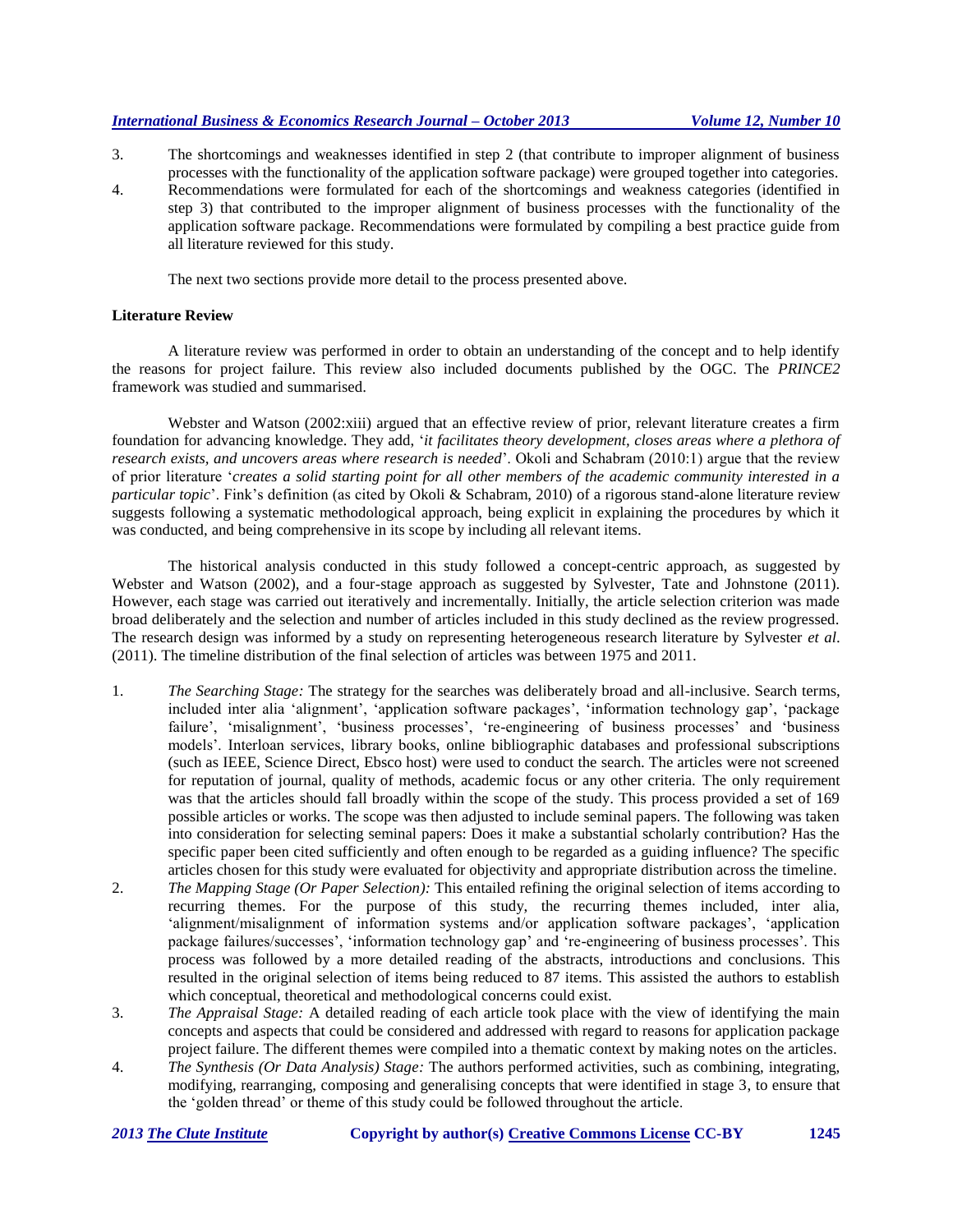3. The shortcomings and weaknesses identified in step 2 (that contribute to improper alignment of business processes with the functionality of the application software package) were grouped together into categories.
4. Recommendations were formulated for each of the shortcomings and weakness categories (identified in step 3) that contributed to the improper alignment of business processes with the functionality of the application software package. Recommendations were formulated by compiling a best practice guide from all literature reviewed for this study.

The next two sections provide more detail to the process presented above.

### Literature Review

A literature review was performed in order to obtain an understanding of the concept and to help identify the reasons for project failure. This review also included documents published by the OGC. The *PRINCE2* framework was studied and summarised.

Webster and Watson (2002:xiii) argued that an effective review of prior, relevant literature creates a firm foundation for advancing knowledge. They add, '*it facilitates theory development, closes areas where a plethora of research exists, and uncovers areas where research is needed*'. Okoli and Schabram (2010:1) argue that the review of prior literature '*creates a solid starting point for all other members of the academic community interested in a particular topic*'. Fink's definition (as cited by Okoli & Schabram, 2010) of a rigorous stand-alone literature review suggests following a systematic methodological approach, being explicit in explaining the procedures by which it was conducted, and being comprehensive in its scope by including all relevant items.

The historical analysis conducted in this study followed a concept-centric approach, as suggested by Webster and Watson (2002), and a four-stage approach as suggested by Sylvester, Tate and Johnstone (2011). However, each stage was carried out iteratively and incrementally. Initially, the article selection criterion was made broad deliberately and the selection and number of articles included in this study declined as the review progressed. The research design was informed by a study on representing heterogeneous research literature by Sylvester *et al*. (2011). The timeline distribution of the final selection of articles was between 1975 and 2011.

1. *The Searching Stage:* The strategy for the searches was deliberately broad and all-inclusive. Search terms, included inter alia 'alignment', 'application software packages', 'information technology gap', 'package failure', 'misalignment', 'business processes', 're-engineering of business processes' and 'business models'. Interloan services, library books, online bibliographic databases and professional subscriptions (such as IEEE, Science Direct, Ebsco host) were used to conduct the search. The articles were not screened for reputation of journal, quality of methods, academic focus or any other criteria. The only requirement was that the articles should fall broadly within the scope of the study. This process provided a set of 169 possible articles or works. The scope was then adjusted to include seminal papers. The following was taken into consideration for selecting seminal papers: Does it make a substantial scholarly contribution? Has the specific paper been cited sufficiently and often enough to be regarded as a guiding influence? The specific articles chosen for this study were evaluated for objectivity and appropriate distribution across the timeline.
2. *The Mapping Stage (Or Paper Selection):* This entailed refining the original selection of items according to recurring themes. For the purpose of this study, the recurring themes included, inter alia, 'alignment/misalignment of information systems and/or application software packages', 'application package failures/successes', 'information technology gap' and 're-engineering of business processes'. This process was followed by a more detailed reading of the abstracts, introductions and conclusions. This resulted in the original selection of items being reduced to 87 items. This assisted the authors to establish which conceptual, theoretical and methodological concerns could exist.
3. *The Appraisal Stage:* A detailed reading of each article took place with the view of identifying the main concepts and aspects that could be considered and addressed with regard to reasons for application package project failure. The different themes were compiled into a thematic context by making notes on the articles.
4. *The Synthesis (Or Data Analysis) Stage:* The authors performed activities, such as combining, integrating, modifying, rearranging, composing and generalising concepts that were identified in stage 3, to ensure that the 'golden thread' or theme of this study could be followed throughout the article.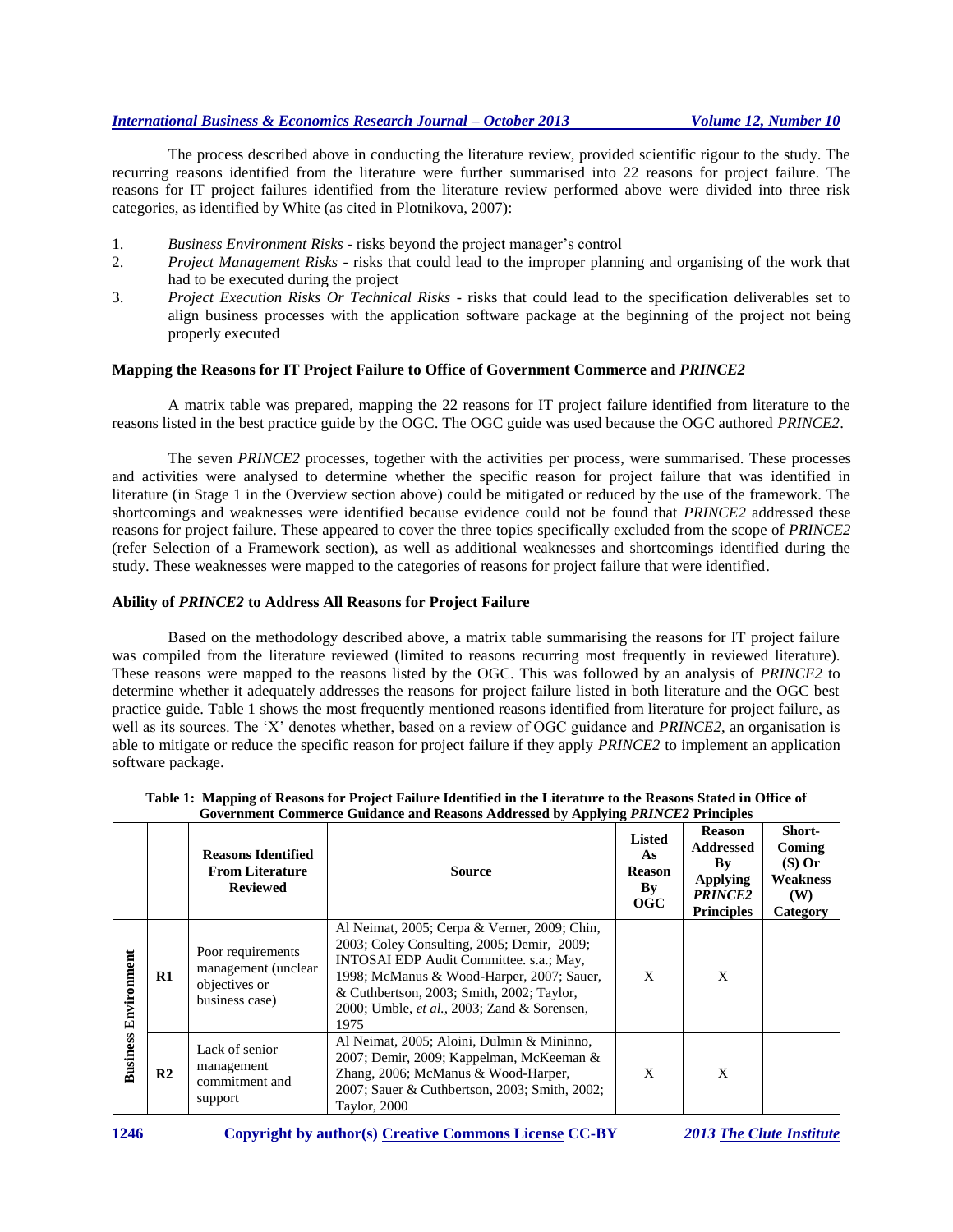The process described above in conducting the literature review, provided scientific rigour to the study. The recurring reasons identified from the literature were further summarised into 22 reasons for project failure. The reasons for IT project failures identified from the literature review performed above were divided into three risk categories, as identified by White (as cited in Plotnikova, 2007):

1. *Business Environment Risks* - risks beyond the project manager's control
2. *Project Management Risks* - risks that could lead to the improper planning and organising of the work that had to be executed during the project
3. *Project Execution Risks Or Technical Risks* - risks that could lead to the specification deliverables set to align business processes with the application software package at the beginning of the project not being properly executed

### Mapping the Reasons for IT Project Failure to Office of Government Commerce and *PRINCE2*

A matrix table was prepared, mapping the 22 reasons for IT project failure identified from literature to the reasons listed in the best practice guide by the OGC. The OGC guide was used because the OGC authored *PRINCE2*.

The seven *PRINCE2* processes, together with the activities per process, were summarised. These processes and activities were analysed to determine whether the specific reason for project failure that was identified in literature (in Stage 1 in the Overview section above) could be mitigated or reduced by the use of the framework. The shortcomings and weaknesses were identified because evidence could not be found that *PRINCE2* addressed these reasons for project failure. These appeared to cover the three topics specifically excluded from the scope of *PRINCE2* (refer Selection of a Framework section), as well as additional weaknesses and shortcomings identified during the study. These weaknesses were mapped to the categories of reasons for project failure that were identified.

### Ability of *PRINCE2* to Address All Reasons for Project Failure

Based on the methodology described above, a matrix table summarising the reasons for IT project failure was compiled from the literature reviewed (limited to reasons recurring most frequently in reviewed literature). These reasons were mapped to the reasons listed by the OGC. This was followed by an analysis of *PRINCE2* to determine whether it adequately addresses the reasons for project failure listed in both literature and the OGC best practice guide. Table 1 shows the most frequently mentioned reasons identified from literature for project failure, as well as its sources. The 'X' denotes whether, based on a review of OGC guidance and *PRINCE2*, an organisation is able to mitigate or reduce the specific reason for project failure if they apply *PRINCE2* to implement an application software package.

**Table 1: Mapping of Reasons for Project Failure Identified in the Literature to the Reasons Stated in Office of Government Commerce Guidance and Reasons Addressed by Applying *PRINCE2* Principles**

| | | Reasons Identified From Literature Reviewed | Source | Listed As Reason By OGC | Reason Addressed By Applying *PRINCE2* Principles | Short-Coming (S) Or Weakness (W) Category |
|---|---|---|---|---|---|---|
| Business Environment | R1 | Poor requirements management (unclear objectives or business case) | Al Neimat, 2005; Cerpa & Verner, 2009; Chin, 2003; Coley Consulting, 2005; Demir, 2009; INTOSAI EDP Audit Committee. s.a.; May, 1998; McManus & Wood-Harper, 2007; Sauer, & Cuthbertson, 2003; Smith, 2002; Taylor, 2000; Umble, *et al.,* 2003; Zand & Sorensen, 1975 | X | X | |
| | R2 | Lack of senior management commitment and support | Al Neimat, 2005; Aloini, Dulmin & Mininno, 2007; Demir, 2009; Kappelman, McKeeman & Zhang, 2006; McManus & Wood-Harper, 2007; Sauer & Cuthbertson, 2003; Smith, 2002; Taylor, 2000 | X | X | |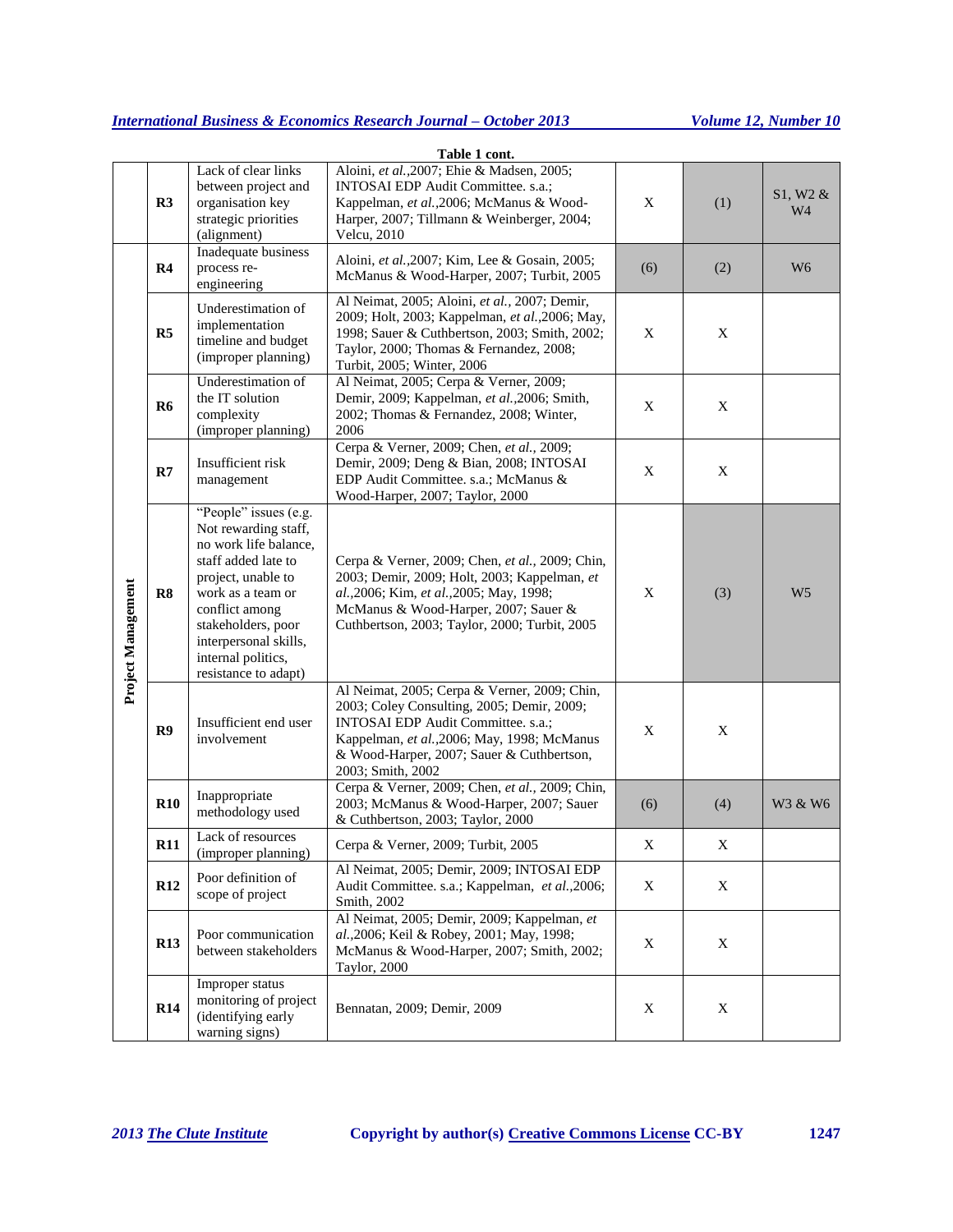**Table 1 cont.**

| | | | | | | |
|---|---|---|---|---|---|---|
| | **R3** | Lack of clear links between project and organisation key strategic priorities (alignment) | Aloini, *et al.*,2007; Ehie & Madsen, 2005; INTOSAI EDP Audit Committee. s.a.; Kappelman, *et al.*,2006; McManus & Wood-Harper, 2007; Tillmann & Weinberger, 2004; Velcu, 2010 | X | (1) | S1, W2 & W4 |
| **Project Management** | **R4** | Inadequate business process re-engineering | Aloini, *et al.*,2007; Kim, Lee & Gosain, 2005; McManus & Wood-Harper, 2007; Turbit, 2005 | (6) | (2) | W6 |
| | **R5** | Underestimation of implementation timeline and budget (improper planning) | Al Neimat, 2005; Aloini, *et al.*, 2007; Demir, 2009; Holt, 2003; Kappelman, *et al.*,2006; May, 1998; Sauer & Cuthbertson, 2003; Smith, 2002; Taylor, 2000; Thomas & Fernandez, 2008; Turbit, 2005; Winter, 2006 | X | X | |
| | **R6** | Underestimation of the IT solution complexity (improper planning) | Al Neimat, 2005; Cerpa & Verner, 2009; Demir, 2009; Kappelman, *et al.*,2006; Smith, 2002; Thomas & Fernandez, 2008; Winter, 2006 | X | X | |
| | **R7** | Insufficient risk management | Cerpa & Verner, 2009; Chen, *et al.*, 2009; Demir, 2009; Deng & Bian, 2008; INTOSAI EDP Audit Committee. s.a.; McManus & Wood-Harper, 2007; Taylor, 2000 | X | X | |
| | **R8** | "People" issues (e.g. Not rewarding staff, no work life balance, staff added late to project, unable to work as a team or conflict among stakeholders, poor interpersonal skills, internal politics, resistance to adapt) | Cerpa & Verner, 2009; Chen, *et al.*, 2009; Chin, 2003; Demir, 2009; Holt, 2003; Kappelman, *et al.*,2006; Kim, *et al.*,2005; May, 1998; McManus & Wood-Harper, 2007; Sauer & Cuthbertson, 2003; Taylor, 2000; Turbit, 2005 | X | (3) | W5 |
| | **R9** | Insufficient end user involvement | Al Neimat, 2005; Cerpa & Verner, 2009; Chin, 2003; Coley Consulting, 2005; Demir, 2009; INTOSAI EDP Audit Committee. s.a.; Kappelman, *et al.*,2006; May, 1998; McManus & Wood-Harper, 2007; Sauer & Cuthbertson, 2003; Smith, 2002 | X | X | |
| | **R10** | Inappropriate methodology used | Cerpa & Verner, 2009; Chen, *et al.*, 2009; Chin, 2003; McManus & Wood-Harper, 2007; Sauer & Cuthbertson, 2003; Taylor, 2000 | (6) | (4) | W3 & W6 |
| | **R11** | Lack of resources (improper planning) | Cerpa & Verner, 2009; Turbit, 2005 | X | X | |
| | **R12** | Poor definition of scope of project | Al Neimat, 2005; Demir, 2009; INTOSAI EDP Audit Committee. s.a.; Kappelman, *et al.*,2006; Smith, 2002 | X | X | |
| | **R13** | Poor communication between stakeholders | Al Neimat, 2005; Demir, 2009; Kappelman, *et al.*,2006; Keil & Robey, 2001; May, 1998; McManus & Wood-Harper, 2007; Smith, 2002; Taylor, 2000 | X | X | |
| | **R14** | Improper status monitoring of project (identifying early warning signs) | Bennatan, 2009; Demir, 2009 | X | X | |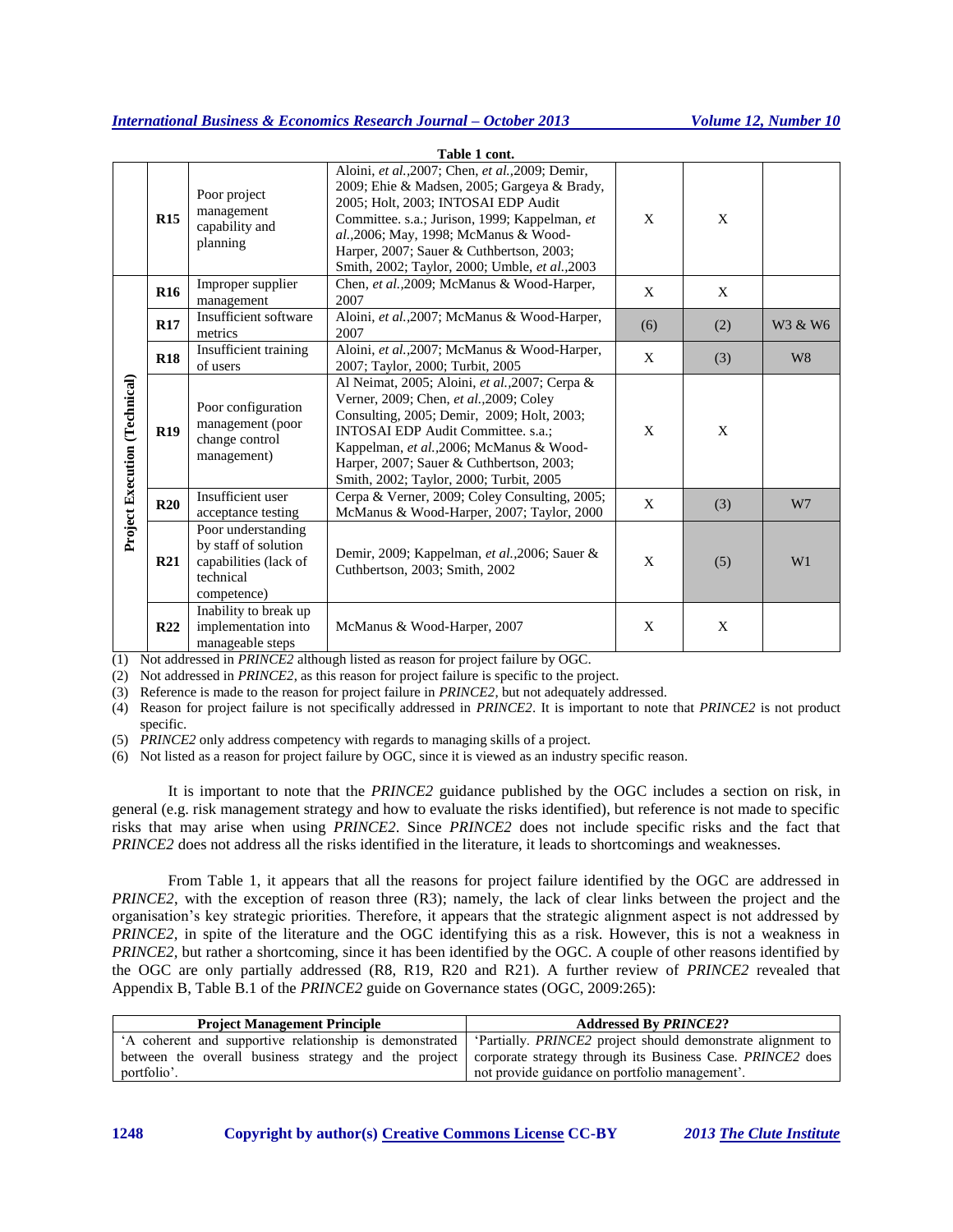**Table 1 cont.**

| | | | | | | |
|---|---|---|---|---|---|---|
| | **R15** | Poor project management capability and planning | Aloini, *et al.*,2007; Chen, *et al.*,2009; Demir, 2009; Ehie & Madsen, 2005; Gargeya & Brady, 2005; Holt, 2003; INTOSAI EDP Audit Committee. s.a.; Jurison, 1999; Kappelman, *et al.*,2006; May, 1998; McManus & Wood-Harper, 2007; Sauer & Cuthbertson, 2003; Smith, 2002; Taylor, 2000; Umble, *et al.*,2003 | X | X | |
| **Project Execution (Technical)** | **R16** | Improper supplier management | Chen, *et al.*,2009; McManus & Wood-Harper, 2007 | X | X | |
| | **R17** | Insufficient software metrics | Aloini, *et al.*,2007; McManus & Wood-Harper, 2007 | (6) | (2) | W3 & W6 |
| | **R18** | Insufficient training of users | Aloini, *et al.*,2007; McManus & Wood-Harper, 2007; Taylor, 2000; Turbit, 2005 | X | (3) | W8 |
| | **R19** | Poor configuration management (poor change control management) | Al Neimat, 2005; Aloini, *et al.*,2007; Cerpa & Verner, 2009; Chen, *et al.*,2009; Coley Consulting, 2005; Demir, 2009; Holt, 2003; INTOSAI EDP Audit Committee. s.a.; Kappelman, *et al.*,2006; McManus & Wood-Harper, 2007; Sauer & Cuthbertson, 2003; Smith, 2002; Taylor, 2000; Turbit, 2005 | X | X | |
| | **R20** | Insufficient user acceptance testing | Cerpa & Verner, 2009; Coley Consulting, 2005; McManus & Wood-Harper, 2007; Taylor, 2000 | X | (3) | W7 |
| | **R21** | Poor understanding by staff of solution capabilities (lack of technical competence) | Demir, 2009; Kappelman, *et al.*,2006; Sauer & Cuthbertson, 2003; Smith, 2002 | X | (5) | W1 |
| | **R22** | Inability to break up implementation into manageable steps | McManus & Wood-Harper, 2007 | X | X | |

(1) Not addressed in *PRINCE2* although listed as reason for project failure by OGC.
(2) Not addressed in *PRINCE2*, as this reason for project failure is specific to the project.
(3) Reference is made to the reason for project failure in *PRINCE2*, but not adequately addressed.
(4) Reason for project failure is not specifically addressed in *PRINCE2*. It is important to note that *PRINCE2* is not product specific.
(5) *PRINCE2* only address competency with regards to managing skills of a project.
(6) Not listed as a reason for project failure by OGC, since it is viewed as an industry specific reason.

It is important to note that the *PRINCE2* guidance published by the OGC includes a section on risk, in general (e.g. risk management strategy and how to evaluate the risks identified), but reference is not made to specific risks that may arise when using *PRINCE2*. Since *PRINCE2* does not include specific risks and the fact that *PRINCE2* does not address all the risks identified in the literature, it leads to shortcomings and weaknesses.

From Table 1, it appears that all the reasons for project failure identified by the OGC are addressed in *PRINCE2*, with the exception of reason three (R3); namely, the lack of clear links between the project and the organisation's key strategic priorities. Therefore, it appears that the strategic alignment aspect is not addressed by *PRINCE2*, in spite of the literature and the OGC identifying this as a risk. However, this is not a weakness in *PRINCE2*, but rather a shortcoming, since it has been identified by the OGC. A couple of other reasons identified by the OGC are only partially addressed (R8, R19, R20 and R21). A further review of *PRINCE2* revealed that Appendix B, Table B.1 of the *PRINCE2* guide on Governance states (OGC, 2009:265):

| Project Management Principle | Addressed By *PRINCE2*? |
|---|---|
| 'A coherent and supportive relationship is demonstrated between the overall business strategy and the project portfolio'. | 'Partially. *PRINCE2* project should demonstrate alignment to corporate strategy through its Business Case. *PRINCE2* does not provide guidance on portfolio management'. |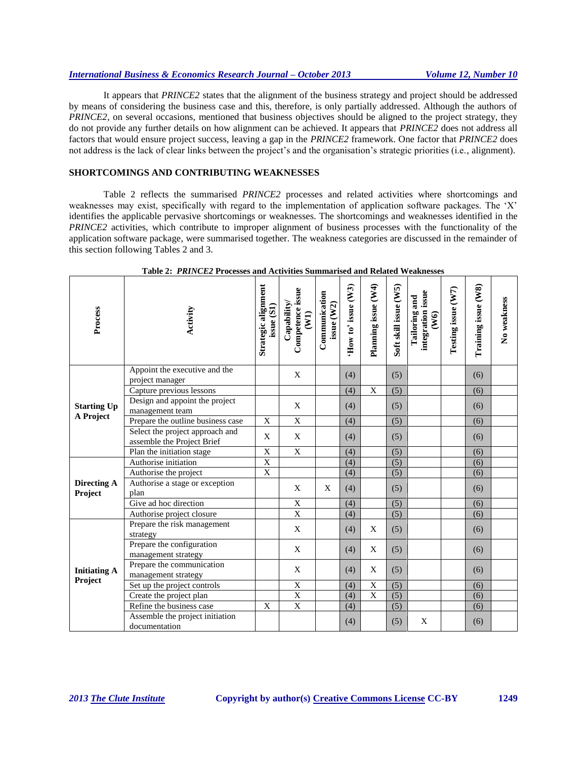It appears that *PRINCE2* states that the alignment of the business strategy and project should be addressed by means of considering the business case and this, therefore, is only partially addressed. Although the authors of *PRINCE2*, on several occasions, mentioned that business objectives should be aligned to the project strategy, they do not provide any further details on how alignment can be achieved. It appears that *PRINCE2* does not address all factors that would ensure project success, leaving a gap in the *PRINCE2* framework. One factor that *PRINCE2* does not address is the lack of clear links between the project's and the organisation's strategic priorities (i.e., alignment).

## SHORTCOMINGS AND CONTRIBUTING WEAKNESSES

Table 2 reflects the summarised *PRINCE2* processes and related activities where shortcomings and weaknesses may exist, specifically with regard to the implementation of application software packages. The 'X' identifies the applicable pervasive shortcomings or weaknesses. The shortcomings and weaknesses identified in the *PRINCE2* activities, which contribute to improper alignment of business processes with the functionality of the application software package, were summarised together. The weakness categories are discussed in the remainder of this section following Tables 2 and 3.

**Table 2: *PRINCE2* Processes and Activities Summarised and Related Weaknesses**

| Process | Activity | Strategic alignment issue (S1) | Capability/ Competence issue (W1) | Communication issue (W2) | 'How to' issue (W3) | Planning issue (W4) | Soft skill issue (W5) | Tailoring and integration issue (W6) | Testing issue (W7) | Training issue (W8) | No weakness |
|---|---|---|---|---|---|---|---|---|---|---|---|
| **Starting Up A Project** | Appoint the executive and the project manager | | X | | (4) | | (5) | | | (6) | |
| | Capture previous lessons | | | | (4) | X | (5) | | | (6) | |
| | Design and appoint the project management team | | X | | (4) | | (5) | | | (6) | |
| | Prepare the outline business case | X | X | | (4) | | (5) | | | (6) | |
| | Select the project approach and assemble the Project Brief | X | X | | (4) | | (5) | | | (6) | |
| | Plan the initiation stage | X | X | | (4) | | (5) | | | (6) | |
| **Directing A Project** | Authorise initiation | X | | | (4) | | (5) | | | (6) | |
| | Authorise the project | X | | | (4) | | (5) | | | (6) | |
| | Authorise a stage or exception plan | | X | X | (4) | | (5) | | | (6) | |
| | Give ad hoc direction | | X | | (4) | | (5) | | | (6) | |
| | Authorise project closure | | X | | (4) | | (5) | | | (6) | |
| **Initiating A Project** | Prepare the risk management strategy | | X | | (4) | X | (5) | | | (6) | |
| | Prepare the configuration management strategy | | X | | (4) | X | (5) | | | (6) | |
| | Prepare the communication management strategy | | X | | (4) | X | (5) | | | (6) | |
| | Set up the project controls | | X | | (4) | X | (5) | | | (6) | |
| | Create the project plan | | X | | (4) | X | (5) | | | (6) | |
| | Refine the business case | X | X | | (4) | | (5) | | | (6) | |
| | Assemble the project initiation documentation | | | | (4) | | (5) | X | | (6) | |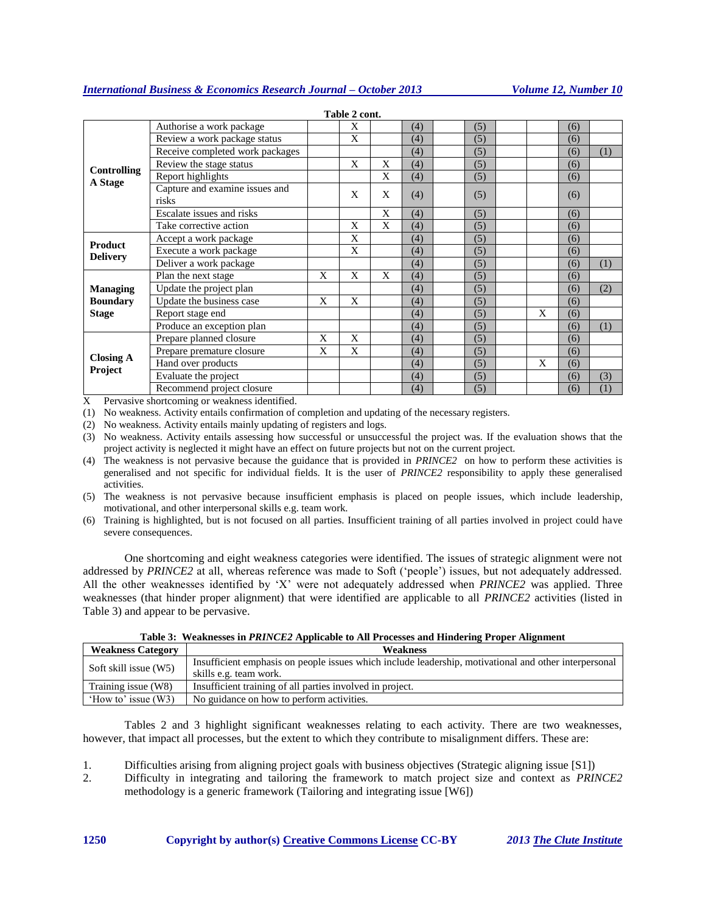**Table 2 cont.**

| | | | | | | | | | | | |
|---|---|---|---|---|---|---|---|---|---|---|---|
| **Controlling A Stage** | Authorise a work package | | X | | (4) | | (5) | | | (6) | |
| | Review a work package status | | X | | (4) | | (5) | | | (6) | |
| | Receive completed work packages | | | | (4) | | (5) | | | (6) | (1) |
| | Review the stage status | | X | X | (4) | | (5) | | | (6) | |
| | Report highlights | | | X | (4) | | (5) | | | (6) | |
| | Capture and examine issues and risks | | X | X | (4) | | (5) | | | (6) | |
| | Escalate issues and risks | | | X | (4) | | (5) | | | (6) | |
| | Take corrective action | | X | X | (4) | | (5) | | | (6) | |
| **Product Delivery** | Accept a work package | | X | | (4) | | (5) | | | (6) | |
| | Execute a work package | | X | | (4) | | (5) | | | (6) | |
| | Deliver a work package | | | | (4) | | (5) | | | (6) | (1) |
| **Managing Boundary Stage** | Plan the next stage | X | X | X | (4) | | (5) | | | (6) | |
| | Update the project plan | | | | (4) | | (5) | | | (6) | (2) |
| | Update the business case | X | X | | (4) | | (5) | | | (6) | |
| | Report stage end | | | | (4) | | (5) | | X | (6) | |
| | Produce an exception plan | | | | (4) | | (5) | | | (6) | (1) |
| **Closing A Project** | Prepare planned closure | X | X | | (4) | | (5) | | | (6) | |
| | Prepare premature closure | X | X | | (4) | | (5) | | | (6) | |
| | Hand over products | | | | (4) | | (5) | | X | (6) | |
| | Evaluate the project | | | | (4) | | (5) | | | (6) | (3) |
| | Recommend project closure | | | | (4) | | (5) | | | (6) | (1) |

X Pervasive shortcoming or weakness identified.

(1) No weakness. Activity entails confirmation of completion and updating of the necessary registers.

(2) No weakness. Activity entails mainly updating of registers and logs.

(3) No weakness. Activity entails assessing how successful or unsuccessful the project was. If the evaluation shows that the project activity is neglected it might have an effect on future projects but not on the current project.

(4) The weakness is not pervasive because the guidance that is provided in *PRINCE2* on how to perform these activities is generalised and not specific for individual fields. It is the user of *PRINCE2* responsibility to apply these generalised activities.

(5) The weakness is not pervasive because insufficient emphasis is placed on people issues, which include leadership, motivational, and other interpersonal skills e.g. team work.

(6) Training is highlighted, but is not focused on all parties. Insufficient training of all parties involved in project could have severe consequences.

One shortcoming and eight weakness categories were identified. The issues of strategic alignment were not addressed by *PRINCE2* at all, whereas reference was made to Soft ('people') issues, but not adequately addressed. All the other weaknesses identified by 'X' were not adequately addressed when *PRINCE2* was applied. Three weaknesses (that hinder proper alignment) that were identified are applicable to all *PRINCE2* activities (listed in Table 3) and appear to be pervasive.

**Table 3: Weaknesses in *PRINCE2* Applicable to All Processes and Hindering Proper Alignment**

| Weakness Category | Weakness |
|---|---|
| Soft skill issue (W5) | Insufficient emphasis on people issues which include leadership, motivational and other interpersonal skills e.g. team work. |
| Training issue (W8) | Insufficient training of all parties involved in project. |
| 'How to' issue (W3) | No guidance on how to perform activities. |

Tables 2 and 3 highlight significant weaknesses relating to each activity. There are two weaknesses, however, that impact all processes, but the extent to which they contribute to misalignment differs. These are:

1. Difficulties arising from aligning project goals with business objectives (Strategic aligning issue [S1])
2. Difficulty in integrating and tailoring the framework to match project size and context as *PRINCE2* methodology is a generic framework (Tailoring and integrating issue [W6])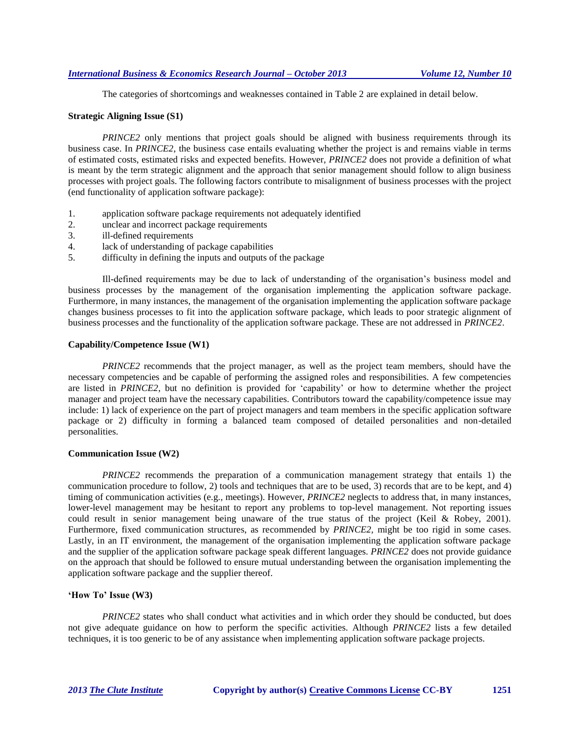The categories of shortcomings and weaknesses contained in Table 2 are explained in detail below.

### Strategic Aligning Issue (S1)

*PRINCE2* only mentions that project goals should be aligned with business requirements through its business case. In *PRINCE2*, the business case entails evaluating whether the project is and remains viable in terms of estimated costs, estimated risks and expected benefits. However, *PRINCE2* does not provide a definition of what is meant by the term strategic alignment and the approach that senior management should follow to align business processes with project goals. The following factors contribute to misalignment of business processes with the project (end functionality of application software package):

1. application software package requirements not adequately identified
2. unclear and incorrect package requirements
3. ill-defined requirements
4. lack of understanding of package capabilities
5. difficulty in defining the inputs and outputs of the package

Ill-defined requirements may be due to lack of understanding of the organisation's business model and business processes by the management of the organisation implementing the application software package. Furthermore, in many instances, the management of the organisation implementing the application software package changes business processes to fit into the application software package, which leads to poor strategic alignment of business processes and the functionality of the application software package. These are not addressed in *PRINCE2*.

### Capability/Competence Issue (W1)

*PRINCE2* recommends that the project manager, as well as the project team members, should have the necessary competencies and be capable of performing the assigned roles and responsibilities. A few competencies are listed in *PRINCE2*, but no definition is provided for 'capability' or how to determine whether the project manager and project team have the necessary capabilities. Contributors toward the capability/competence issue may include: 1) lack of experience on the part of project managers and team members in the specific application software package or 2) difficulty in forming a balanced team composed of detailed personalities and non-detailed personalities.

### Communication Issue (W2)

*PRINCE2* recommends the preparation of a communication management strategy that entails 1) the communication procedure to follow, 2) tools and techniques that are to be used, 3) records that are to be kept, and 4) timing of communication activities (e.g., meetings). However, *PRINCE2* neglects to address that, in many instances, lower-level management may be hesitant to report any problems to top-level management. Not reporting issues could result in senior management being unaware of the true status of the project (Keil & Robey, 2001). Furthermore, fixed communication structures, as recommended by *PRINCE2*, might be too rigid in some cases. Lastly, in an IT environment, the management of the organisation implementing the application software package and the supplier of the application software package speak different languages. *PRINCE2* does not provide guidance on the approach that should be followed to ensure mutual understanding between the organisation implementing the application software package and the supplier thereof.

### 'How To' Issue (W3)

*PRINCE2* states who shall conduct what activities and in which order they should be conducted, but does not give adequate guidance on how to perform the specific activities. Although *PRINCE2* lists a few detailed techniques, it is too generic to be of any assistance when implementing application software package projects.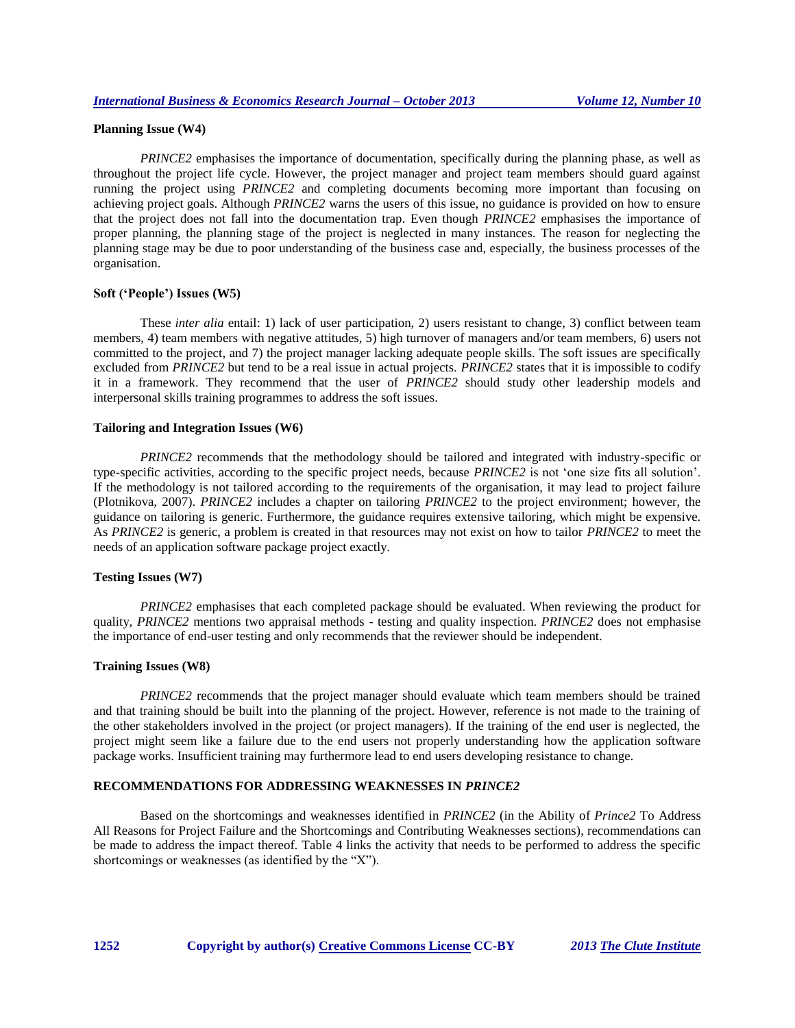### Planning Issue (W4)

*PRINCE2* emphasises the importance of documentation, specifically during the planning phase, as well as throughout the project life cycle. However, the project manager and project team members should guard against running the project using *PRINCE2* and completing documents becoming more important than focusing on achieving project goals. Although *PRINCE2* warns the users of this issue, no guidance is provided on how to ensure that the project does not fall into the documentation trap. Even though *PRINCE2* emphasises the importance of proper planning, the planning stage of the project is neglected in many instances. The reason for neglecting the planning stage may be due to poor understanding of the business case and, especially, the business processes of the organisation.

### Soft ('People') Issues (W5)

These *inter alia* entail: 1) lack of user participation, 2) users resistant to change, 3) conflict between team members, 4) team members with negative attitudes, 5) high turnover of managers and/or team members, 6) users not committed to the project, and 7) the project manager lacking adequate people skills. The soft issues are specifically excluded from *PRINCE2* but tend to be a real issue in actual projects. *PRINCE2* states that it is impossible to codify it in a framework. They recommend that the user of *PRINCE2* should study other leadership models and interpersonal skills training programmes to address the soft issues.

### Tailoring and Integration Issues (W6)

*PRINCE2* recommends that the methodology should be tailored and integrated with industry-specific or type-specific activities, according to the specific project needs, because *PRINCE2* is not 'one size fits all solution'. If the methodology is not tailored according to the requirements of the organisation, it may lead to project failure (Plotnikova, 2007). *PRINCE2* includes a chapter on tailoring *PRINCE2* to the project environment; however, the guidance on tailoring is generic. Furthermore, the guidance requires extensive tailoring, which might be expensive. As *PRINCE2* is generic, a problem is created in that resources may not exist on how to tailor *PRINCE2* to meet the needs of an application software package project exactly.

### Testing Issues (W7)

*PRINCE2* emphasises that each completed package should be evaluated. When reviewing the product for quality, *PRINCE2* mentions two appraisal methods - testing and quality inspection. *PRINCE2* does not emphasise the importance of end-user testing and only recommends that the reviewer should be independent.

### Training Issues (W8)

*PRINCE2* recommends that the project manager should evaluate which team members should be trained and that training should be built into the planning of the project. However, reference is not made to the training of the other stakeholders involved in the project (or project managers). If the training of the end user is neglected, the project might seem like a failure due to the end users not properly understanding how the application software package works. Insufficient training may furthermore lead to end users developing resistance to change.

## RECOMMENDATIONS FOR ADDRESSING WEAKNESSES IN *PRINCE2*

Based on the shortcomings and weaknesses identified in *PRINCE2* (in the Ability of *Prince2* To Address All Reasons for Project Failure and the Shortcomings and Contributing Weaknesses sections), recommendations can be made to address the impact thereof. Table 4 links the activity that needs to be performed to address the specific shortcomings or weaknesses (as identified by the "X").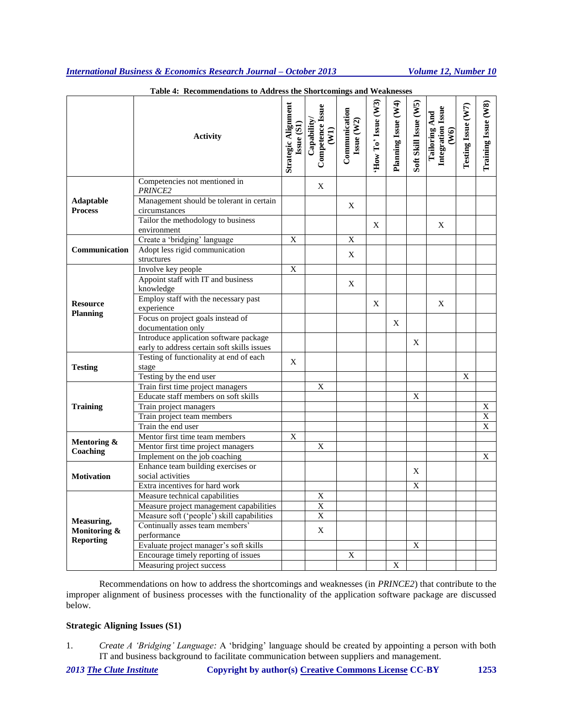Table 4: Recommendations to Address the Shortcomings and Weaknesses

| | Activity | Strategic Alignment Issue (S1) | Capability/ Competence Issue (W1) | Communication Issue (W2) | 'How To' Issue (W3) | Planning Issue (W4) | Soft Skill Issue (W5) | Tailoring And Integration Issue (W6) | Testing Issue (W7) | Training Issue (W8) |
|---|---|---|---|---|---|---|---|---|---|---|
| **Adaptable Process** | Competencies not mentioned in *PRINCE2* | | X | | | | | | | |
| | Management should be tolerant in certain circumstances | | | X | | | | | | |
| | Tailor the methodology to business environment | | | | X | | | X | | |
| **Communication** | Create a 'bridging' language | X | | X | | | | | | |
| | Adopt less rigid communication structures | | | X | | | | | | |
| **Resource Planning** | Involve key people | X | | | | | | | | |
| | Appoint staff with IT and business knowledge | | | X | | | | | | |
| | Employ staff with the necessary past experience | | | | X | | | X | | |
| | Focus on project goals instead of documentation only | | | | | X | | | | |
| | Introduce application software package early to address certain soft skills issues | | | | | | X | | | |
| **Testing** | Testing of functionality at end of each stage | X | | | | | | | | |
| | Testing by the end user | | | | | | | | X | |
| **Training** | Train first time project managers | | X | | | | | | | |
| | Educate staff members on soft skills | | | | | | X | | | |
| | Train project managers | | | | | | | | | X |
| | Train project team members | | | | | | | | | X |
| | Train the end user | | | | | | | | | X |
| **Mentoring & Coaching** | Mentor first time team members | X | | | | | | | | |
| | Mentor first time project managers | | X | | | | | | | |
| | Implement on the job coaching | | | | | | | | | X |
| **Motivation** | Enhance team building exercises or social activities | | | | | | X | | | |
| | Extra incentives for hard work | | | | | | X | | | |
| **Measuring, Monitoring & Reporting** | Measure technical capabilities | | X | | | | | | | |
| | Measure project management capabilities | | X | | | | | | | |
| | Measure soft ('people') skill capabilities | | X | | | | | | | |
| | Continually asses team members' performance | | X | | | | | | | |
| | Evaluate project manager's soft skills | | | | | | X | | | |
| | Encourage timely reporting of issues | | | X | | | | | | |
| | Measuring project success | | | | | X | | | | |

Recommendations on how to address the shortcomings and weaknesses (in *PRINCE2*) that contribute to the improper alignment of business processes with the functionality of the application software package are discussed below.

### Strategic Aligning Issues (S1)

1. *Create A 'Bridging' Language:* A 'bridging' language should be created by appointing a person with both IT and business background to facilitate communication between suppliers and management.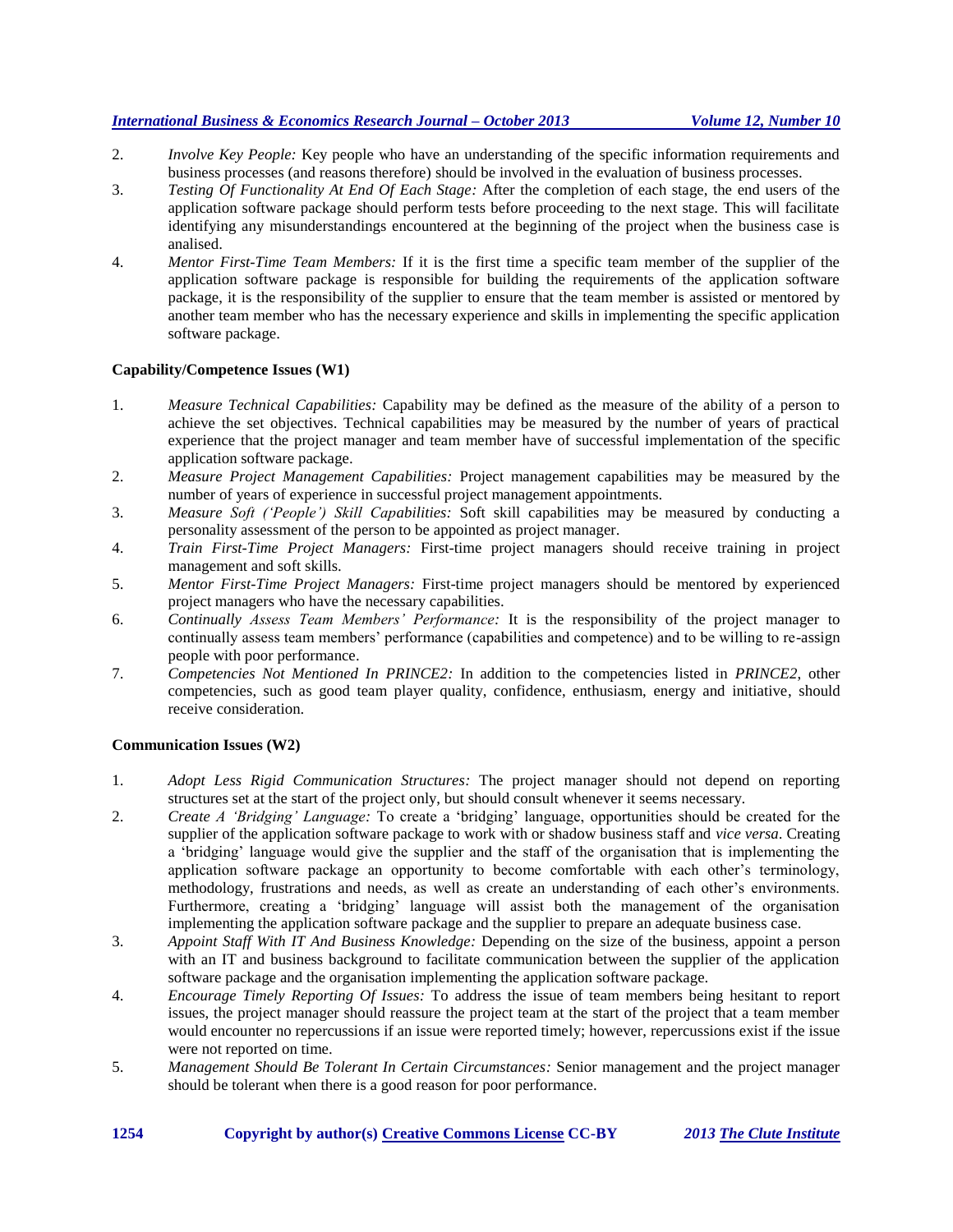2. *Involve Key People:* Key people who have an understanding of the specific information requirements and business processes (and reasons therefore) should be involved in the evaluation of business processes.
3. *Testing Of Functionality At End Of Each Stage:* After the completion of each stage, the end users of the application software package should perform tests before proceeding to the next stage. This will facilitate identifying any misunderstandings encountered at the beginning of the project when the business case is analised.
4. *Mentor First-Time Team Members:* If it is the first time a specific team member of the supplier of the application software package is responsible for building the requirements of the application software package, it is the responsibility of the supplier to ensure that the team member is assisted or mentored by another team member who has the necessary experience and skills in implementing the specific application software package.

**Capability/Competence Issues (W1)**

1. *Measure Technical Capabilities:* Capability may be defined as the measure of the ability of a person to achieve the set objectives. Technical capabilities may be measured by the number of years of practical experience that the project manager and team member have of successful implementation of the specific application software package.
2. *Measure Project Management Capabilities:* Project management capabilities may be measured by the number of years of experience in successful project management appointments.
3. *Measure Soft ('People') Skill Capabilities:* Soft skill capabilities may be measured by conducting a personality assessment of the person to be appointed as project manager.
4. *Train First-Time Project Managers:* First-time project managers should receive training in project management and soft skills.
5. *Mentor First-Time Project Managers:* First-time project managers should be mentored by experienced project managers who have the necessary capabilities.
6. *Continually Assess Team Members' Performance:* It is the responsibility of the project manager to continually assess team members' performance (capabilities and competence) and to be willing to re-assign people with poor performance.
7. *Competencies Not Mentioned In PRINCE2:* In addition to the competencies listed in *PRINCE2*, other competencies, such as good team player quality, confidence, enthusiasm, energy and initiative, should receive consideration.

**Communication Issues (W2)**

1. *Adopt Less Rigid Communication Structures:* The project manager should not depend on reporting structures set at the start of the project only, but should consult whenever it seems necessary.
2. *Create A 'Bridging' Language:* To create a 'bridging' language, opportunities should be created for the supplier of the application software package to work with or shadow business staff and *vice versa*. Creating a 'bridging' language would give the supplier and the staff of the organisation that is implementing the application software package an opportunity to become comfortable with each other's terminology, methodology, frustrations and needs, as well as create an understanding of each other's environments. Furthermore, creating a 'bridging' language will assist both the management of the organisation implementing the application software package and the supplier to prepare an adequate business case.
3. *Appoint Staff With IT And Business Knowledge:* Depending on the size of the business, appoint a person with an IT and business background to facilitate communication between the supplier of the application software package and the organisation implementing the application software package.
4. *Encourage Timely Reporting Of Issues:* To address the issue of team members being hesitant to report issues, the project manager should reassure the project team at the start of the project that a team member would encounter no repercussions if an issue were reported timely; however, repercussions exist if the issue were not reported on time.
5. *Management Should Be Tolerant In Certain Circumstances:* Senior management and the project manager should be tolerant when there is a good reason for poor performance.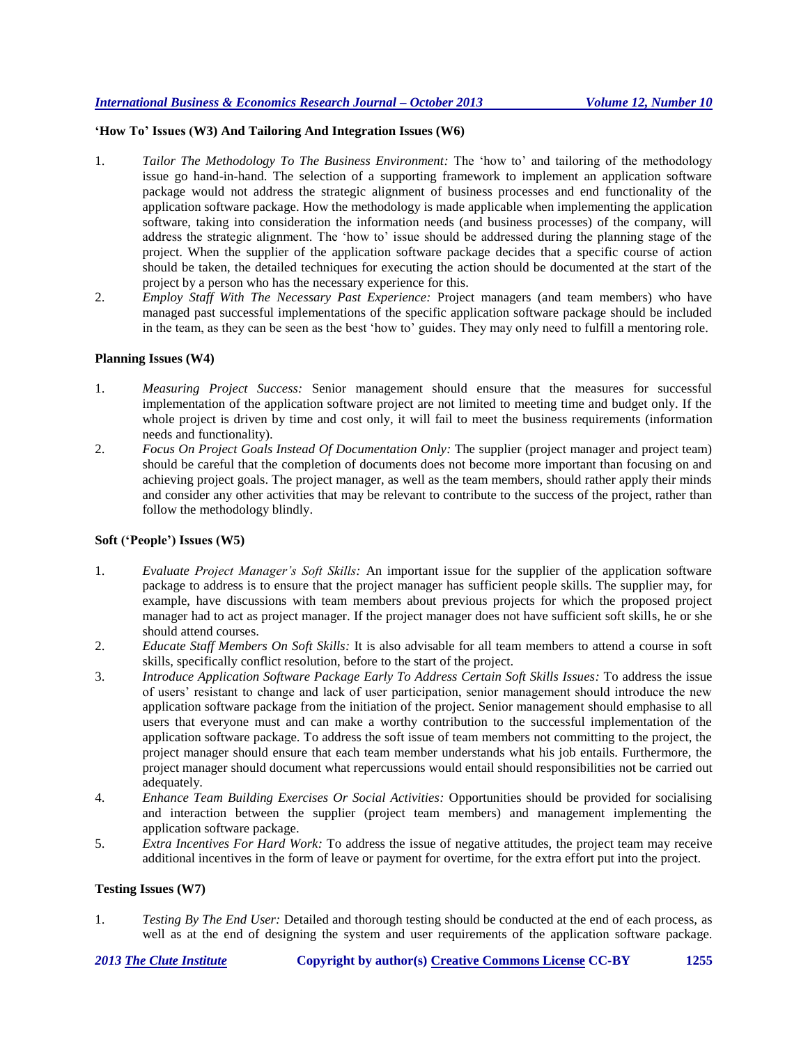**'How To' Issues (W3) And Tailoring And Integration Issues (W6)**

1. *Tailor The Methodology To The Business Environment:* The 'how to' and tailoring of the methodology issue go hand-in-hand. The selection of a supporting framework to implement an application software package would not address the strategic alignment of business processes and end functionality of the application software package. How the methodology is made applicable when implementing the application software, taking into consideration the information needs (and business processes) of the company, will address the strategic alignment. The 'how to' issue should be addressed during the planning stage of the project. When the supplier of the application software package decides that a specific course of action should be taken, the detailed techniques for executing the action should be documented at the start of the project by a person who has the necessary experience for this.
2. *Employ Staff With The Necessary Past Experience:* Project managers (and team members) who have managed past successful implementations of the specific application software package should be included in the team, as they can be seen as the best 'how to' guides. They may only need to fulfill a mentoring role.

**Planning Issues (W4)**

1. *Measuring Project Success:* Senior management should ensure that the measures for successful implementation of the application software project are not limited to meeting time and budget only. If the whole project is driven by time and cost only, it will fail to meet the business requirements (information needs and functionality).
2. *Focus On Project Goals Instead Of Documentation Only:* The supplier (project manager and project team) should be careful that the completion of documents does not become more important than focusing on and achieving project goals. The project manager, as well as the team members, should rather apply their minds and consider any other activities that may be relevant to contribute to the success of the project, rather than follow the methodology blindly.

**Soft ('People') Issues (W5)**

1. *Evaluate Project Manager's Soft Skills:* An important issue for the supplier of the application software package to address is to ensure that the project manager has sufficient people skills. The supplier may, for example, have discussions with team members about previous projects for which the proposed project manager had to act as project manager. If the project manager does not have sufficient soft skills, he or she should attend courses.
2. *Educate Staff Members On Soft Skills:* It is also advisable for all team members to attend a course in soft skills, specifically conflict resolution, before to the start of the project.
3. *Introduce Application Software Package Early To Address Certain Soft Skills Issues:* To address the issue of users' resistant to change and lack of user participation, senior management should introduce the new application software package from the initiation of the project. Senior management should emphasise to all users that everyone must and can make a worthy contribution to the successful implementation of the application software package. To address the soft issue of team members not committing to the project, the project manager should ensure that each team member understands what his job entails. Furthermore, the project manager should document what repercussions would entail should responsibilities not be carried out adequately.
4. *Enhance Team Building Exercises Or Social Activities:* Opportunities should be provided for socialising and interaction between the supplier (project team members) and management implementing the application software package.
5. *Extra Incentives For Hard Work:* To address the issue of negative attitudes, the project team may receive additional incentives in the form of leave or payment for overtime, for the extra effort put into the project.

**Testing Issues (W7)**

1. *Testing By The End User:* Detailed and thorough testing should be conducted at the end of each process, as well as at the end of designing the system and user requirements of the application software package.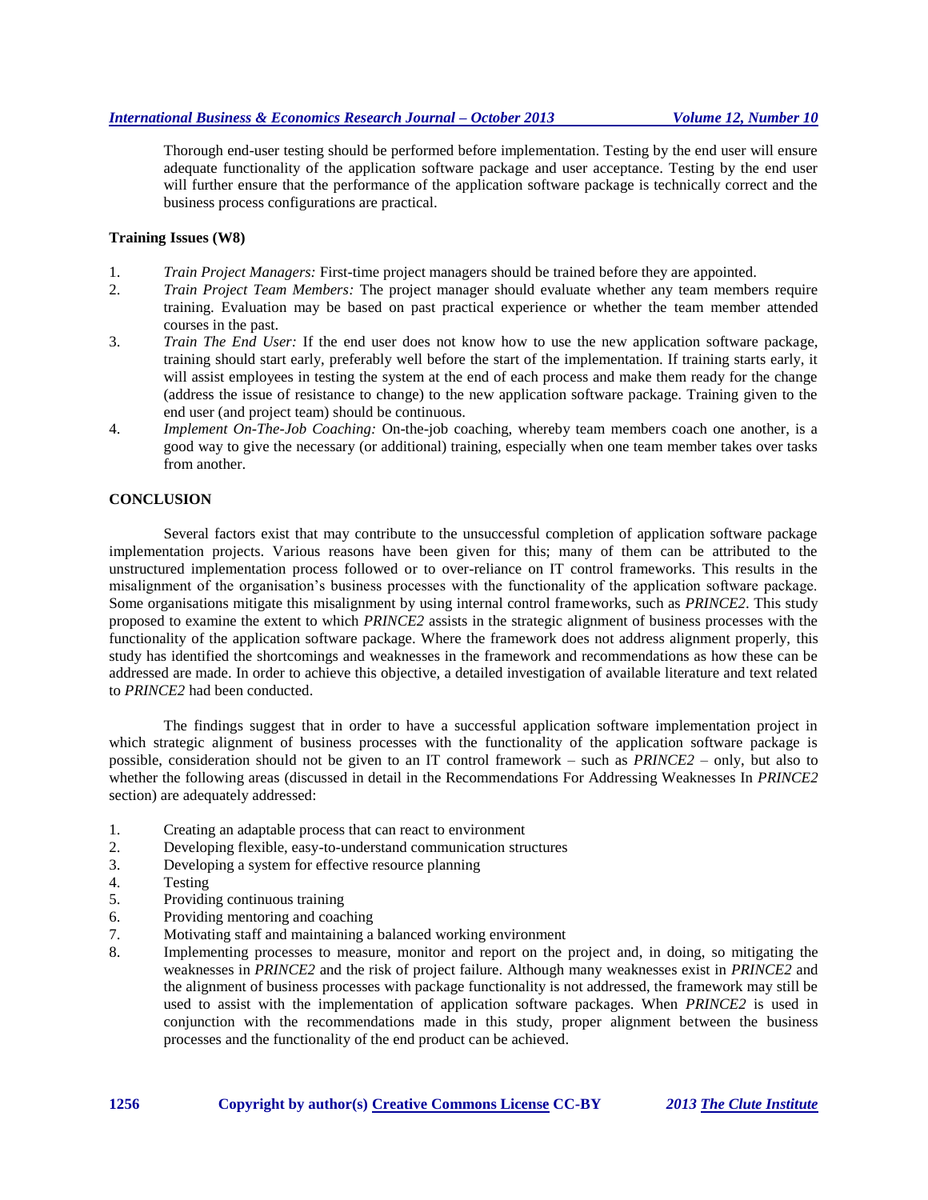Thorough end-user testing should be performed before implementation. Testing by the end user will ensure adequate functionality of the application software package and user acceptance. Testing by the end user will further ensure that the performance of the application software package is technically correct and the business process configurations are practical.

**Training Issues (W8)**

1. *Train Project Managers:* First-time project managers should be trained before they are appointed.
2. *Train Project Team Members:* The project manager should evaluate whether any team members require training. Evaluation may be based on past practical experience or whether the team member attended courses in the past.
3. *Train The End User:* If the end user does not know how to use the new application software package, training should start early, preferably well before the start of the implementation. If training starts early, it will assist employees in testing the system at the end of each process and make them ready for the change (address the issue of resistance to change) to the new application software package. Training given to the end user (and project team) should be continuous.
4. *Implement On-The-Job Coaching:* On-the-job coaching, whereby team members coach one another, is a good way to give the necessary (or additional) training, especially when one team member takes over tasks from another.

## CONCLUSION

Several factors exist that may contribute to the unsuccessful completion of application software package implementation projects. Various reasons have been given for this; many of them can be attributed to the unstructured implementation process followed or to over-reliance on IT control frameworks. This results in the misalignment of the organisation's business processes with the functionality of the application software package. Some organisations mitigate this misalignment by using internal control frameworks, such as *PRINCE2*. This study proposed to examine the extent to which *PRINCE2* assists in the strategic alignment of business processes with the functionality of the application software package. Where the framework does not address alignment properly, this study has identified the shortcomings and weaknesses in the framework and recommendations as how these can be addressed are made. In order to achieve this objective, a detailed investigation of available literature and text related to *PRINCE2* had been conducted.

The findings suggest that in order to have a successful application software implementation project in which strategic alignment of business processes with the functionality of the application software package is possible, consideration should not be given to an IT control framework – such as *PRINCE2* – only, but also to whether the following areas (discussed in detail in the Recommendations For Addressing Weaknesses In *PRINCE2* section) are adequately addressed:

1. Creating an adaptable process that can react to environment
2. Developing flexible, easy-to-understand communication structures
3. Developing a system for effective resource planning
4. Testing
5. Providing continuous training
6. Providing mentoring and coaching
7. Motivating staff and maintaining a balanced working environment
8. Implementing processes to measure, monitor and report on the project and, in doing, so mitigating the weaknesses in *PRINCE2* and the risk of project failure. Although many weaknesses exist in *PRINCE2* and the alignment of business processes with package functionality is not addressed, the framework may still be used to assist with the implementation of application software packages. When *PRINCE2* is used in conjunction with the recommendations made in this study, proper alignment between the business processes and the functionality of the end product can be achieved.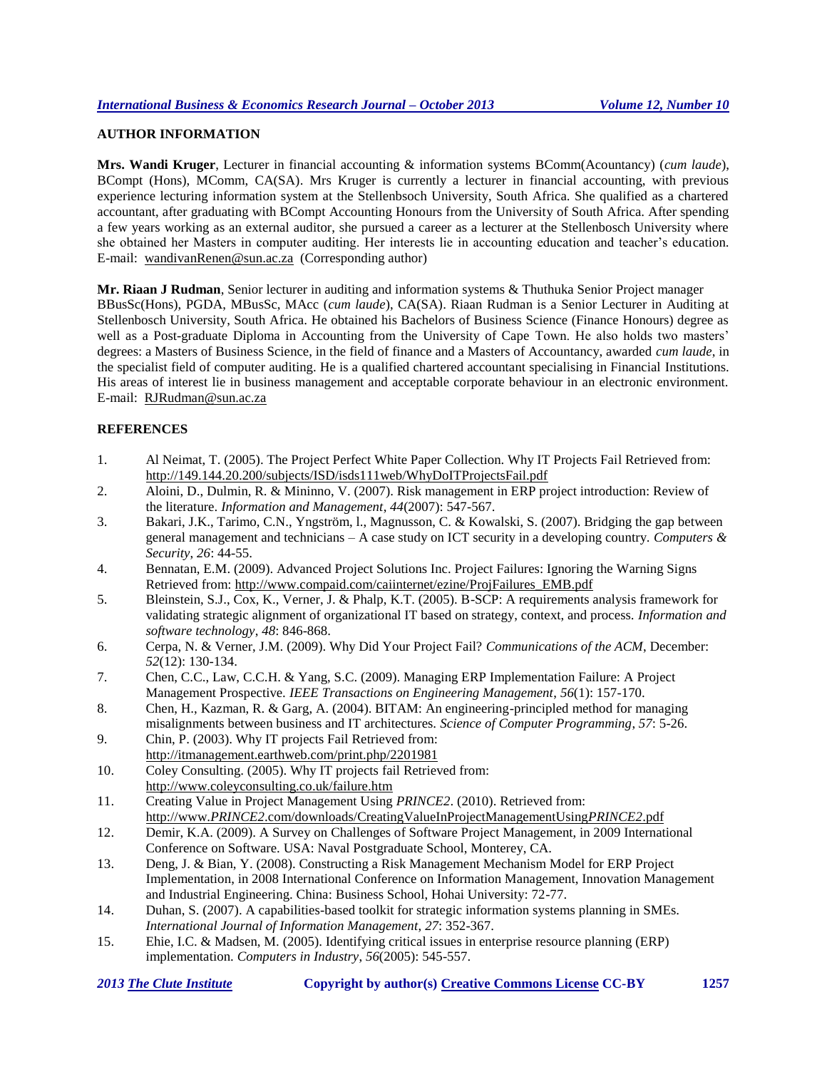## AUTHOR INFORMATION

**Mrs. Wandi Kruger**, Lecturer in financial accounting & information systems BComm(Acountancy) (*cum laude*), BCompt (Hons), MComm, CA(SA). Mrs Kruger is currently a lecturer in financial accounting, with previous experience lecturing information system at the Stellenbsoch University, South Africa. She qualified as a chartered accountant, after graduating with BCompt Accounting Honours from the University of South Africa. After spending a few years working as an external auditor, she pursued a career as a lecturer at the Stellenbosch University where she obtained her Masters in computer auditing. Her interests lie in accounting education and teacher's education. E-mail: wandivanRenen@sun.ac.za (Corresponding author)

**Mr. Riaan J Rudman**, Senior lecturer in auditing and information systems & Thuthuka Senior Project manager BBusSc(Hons), PGDA, MBusSc, MAcc (*cum laude*), CA(SA). Riaan Rudman is a Senior Lecturer in Auditing at Stellenbosch University, South Africa. He obtained his Bachelors of Business Science (Finance Honours) degree as well as a Post-graduate Diploma in Accounting from the University of Cape Town. He also holds two masters' degrees: a Masters of Business Science, in the field of finance and a Masters of Accountancy, awarded *cum laude*, in the specialist field of computer auditing. He is a qualified chartered accountant specialising in Financial Institutions. His areas of interest lie in business management and acceptable corporate behaviour in an electronic environment. E-mail: RJRudman@sun.ac.za

## REFERENCES

1. Al Neimat, T. (2005). The Project Perfect White Paper Collection. Why IT Projects Fail Retrieved from: http://149.144.20.200/subjects/ISD/isds111web/WhyDoITProjectsFail.pdf
2. Aloini, D., Dulmin, R. & Mininno, V. (2007). Risk management in ERP project introduction: Review of the literature. *Information and Management*, *44*(2007): 547-567.
3. Bakari, J.K., Tarimo, C.N., Yngström, l., Magnusson, C. & Kowalski, S. (2007). Bridging the gap between general management and technicians – A case study on ICT security in a developing country. *Computers & Security*, *26*: 44-55.
4. Bennatan, E.M. (2009). Advanced Project Solutions Inc. Project Failures: Ignoring the Warning Signs Retrieved from: http://www.compaid.com/caiinternet/ezine/ProjFailures_EMB.pdf
5. Bleinstein, S.J., Cox, K., Verner, J. & Phalp, K.T. (2005). B-SCP: A requirements analysis framework for validating strategic alignment of organizational IT based on strategy, context, and process. *Information and software technology*, *48*: 846-868.
6. Cerpa, N. & Verner, J.M. (2009). Why Did Your Project Fail? *Communications of the ACM*, December: *52*(12): 130-134.
7. Chen, C.C., Law, C.C.H. & Yang, S.C. (2009). Managing ERP Implementation Failure: A Project Management Prospective. *IEEE Transactions on Engineering Management*, *56*(1): 157-170.
8. Chen, H., Kazman, R. & Garg, A. (2004). BITAM: An engineering-principled method for managing misalignments between business and IT architectures. *Science of Computer Programming*, *57*: 5-26.
9. Chin, P. (2003). Why IT projects Fail Retrieved from: http://itmanagement.earthweb.com/print.php/2201981
10. Coley Consulting. (2005). Why IT projects fail Retrieved from: http://www.coleyconsulting.co.uk/failure.htm
11. Creating Value in Project Management Using *PRINCE2*. (2010). Retrieved from: http://www.*PRINCE2*.com/downloads/CreatingValueInProjectManagementUsing*PRINCE2*.pdf
12. Demir, K.A. (2009). A Survey on Challenges of Software Project Management, in 2009 International Conference on Software. USA: Naval Postgraduate School, Monterey, CA.
13. Deng, J. & Bian, Y. (2008). Constructing a Risk Management Mechanism Model for ERP Project Implementation, in 2008 International Conference on Information Management, Innovation Management and Industrial Engineering. China: Business School, Hohai University: 72-77.
14. Duhan, S. (2007). A capabilities-based toolkit for strategic information systems planning in SMEs. *International Journal of Information Management*, *27*: 352-367.
15. Ehie, I.C. & Madsen, M. (2005). Identifying critical issues in enterprise resource planning (ERP) implementation. *Computers in Industry*, *56*(2005): 545-557.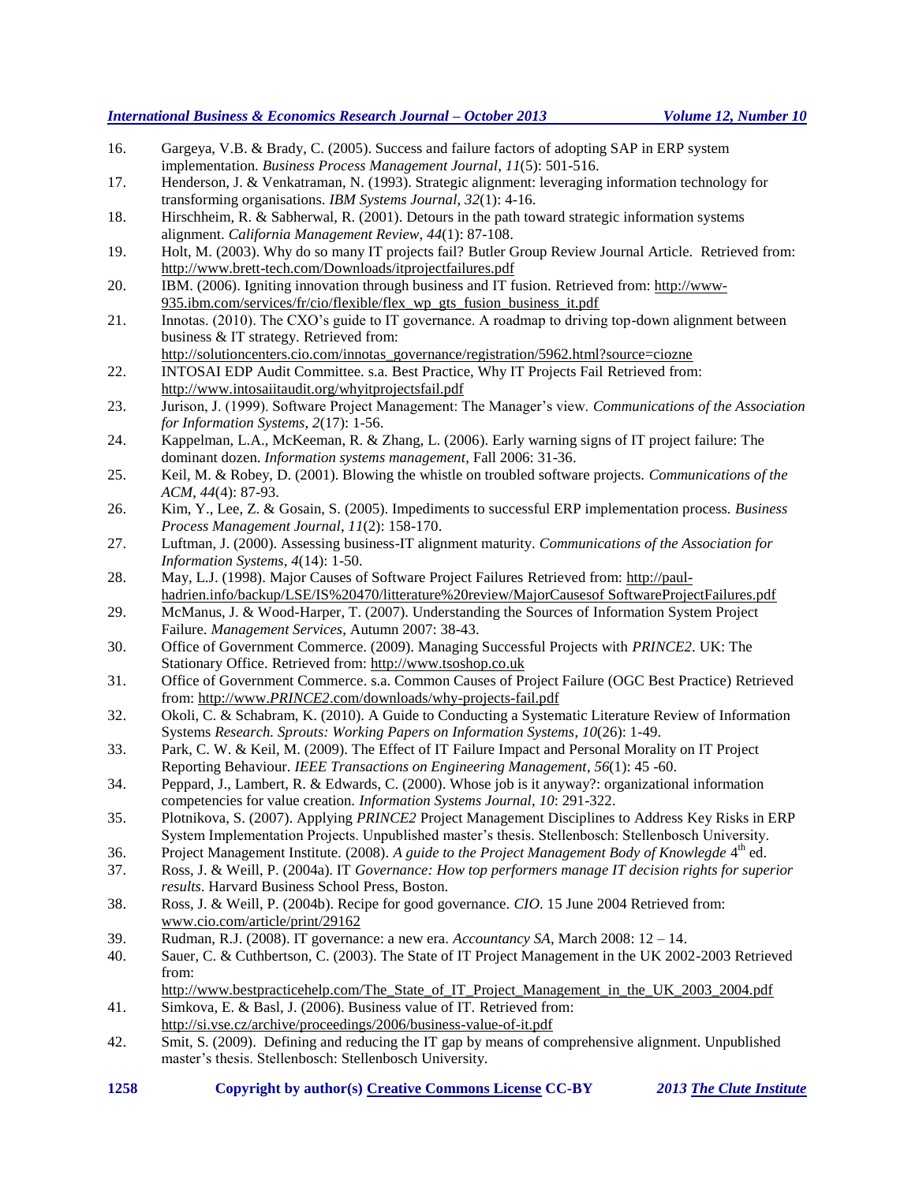16. Gargeya, V.B. & Brady, C. (2005). Success and failure factors of adopting SAP in ERP system implementation. *Business Process Management Journal*, *11*(5): 501-516.
17. Henderson, J. & Venkatraman, N. (1993). Strategic alignment: leveraging information technology for transforming organisations. *IBM Systems Journal*, *32*(1): 4-16.
18. Hirschheim, R. & Sabherwal, R. (2001). Detours in the path toward strategic information systems alignment. *California Management Review*, *44*(1): 87-108.
19. Holt, M. (2003). Why do so many IT projects fail? Butler Group Review Journal Article. Retrieved from: http://www.brett-tech.com/Downloads/itprojectfailures.pdf
20. IBM. (2006). Igniting innovation through business and IT fusion. Retrieved from: http://www-935.ibm.com/services/fr/cio/flexible/flex_wp_gts_fusion_business_it.pdf
21. Innotas. (2010). The CXO's guide to IT governance. A roadmap to driving top-down alignment between business & IT strategy. Retrieved from: http://solutioncenters.cio.com/innotas_governance/registration/5962.html?source=ciozne
22. INTOSAI EDP Audit Committee. s.a. Best Practice, Why IT Projects Fail Retrieved from: http://www.intosaiitaudit.org/whyitprojectsfail.pdf
23. Jurison, J. (1999). Software Project Management: The Manager's view. *Communications of the Association for Information Systems*, *2*(17): 1-56.
24. Kappelman, L.A., McKeeman, R. & Zhang, L. (2006). Early warning signs of IT project failure: The dominant dozen. *Information systems management*, Fall 2006: 31-36.
25. Keil, M. & Robey, D. (2001). Blowing the whistle on troubled software projects. *Communications of the ACM*, *44*(4): 87-93.
26. Kim, Y., Lee, Z. & Gosain, S. (2005). Impediments to successful ERP implementation process. *Business Process Management Journal*, *11*(2): 158-170.
27. Luftman, J. (2000). Assessing business-IT alignment maturity. *Communications of the Association for Information Systems*, *4*(14): 1-50.
28. May, L.J. (1998). Major Causes of Software Project Failures Retrieved from: http://paul-hadrien.info/backup/LSE/IS%20470/litterature%20review/MajorCausesof SoftwareProjectFailures.pdf
29. McManus, J. & Wood-Harper, T. (2007). Understanding the Sources of Information System Project Failure. *Management Services*, Autumn 2007: 38-43.
30. Office of Government Commerce. (2009). Managing Successful Projects with *PRINCE2*. UK: The Stationary Office. Retrieved from: http://www.tsoshop.co.uk
31. Office of Government Commerce. s.a. Common Causes of Project Failure (OGC Best Practice) Retrieved from: http://www.*PRINCE2*.com/downloads/why-projects-fail.pdf
32. Okoli, C. & Schabram, K. (2010). A Guide to Conducting a Systematic Literature Review of Information Systems *Research. Sprouts: Working Papers on Information Systems*, *10*(26): 1-49.
33. Park, C. W. & Keil, M. (2009). The Effect of IT Failure Impact and Personal Morality on IT Project Reporting Behaviour. *IEEE Transactions on Engineering Management*, *56*(1): 45 -60.
34. Peppard, J., Lambert, R. & Edwards, C. (2000). Whose job is it anyway?: organizational information competencies for value creation. *Information Systems Journal*, *10*: 291-322.
35. Plotnikova, S. (2007). Applying *PRINCE2* Project Management Disciplines to Address Key Risks in ERP System Implementation Projects. Unpublished master's thesis. Stellenbosch: Stellenbosch University.
36. Project Management Institute. (2008). *A guide to the Project Management Body of Knowlegde* 4th ed.
37. Ross, J. & Weill, P. (2004a). IT *Governance: How top performers manage IT decision rights for superior results*. Harvard Business School Press, Boston.
38. Ross, J. & Weill, P. (2004b). Recipe for good governance. *CIO*. 15 June 2004 Retrieved from: www.cio.com/article/print/29162
39. Rudman, R.J. (2008). IT governance: a new era. *Accountancy SA*, March 2008: 12 – 14.
40. Sauer, C. & Cuthbertson, C. (2003). The State of IT Project Management in the UK 2002-2003 Retrieved from: http://www.bestpracticehelp.com/The_State_of_IT_Project_Management_in_the_UK_2003_2004.pdf
41. Simkova, E. & Basl, J. (2006). Business value of IT. Retrieved from: http://si.vse.cz/archive/proceedings/2006/business-value-of-it.pdf
42. Smit, S. (2009). Defining and reducing the IT gap by means of comprehensive alignment. Unpublished master's thesis. Stellenbosch: Stellenbosch University.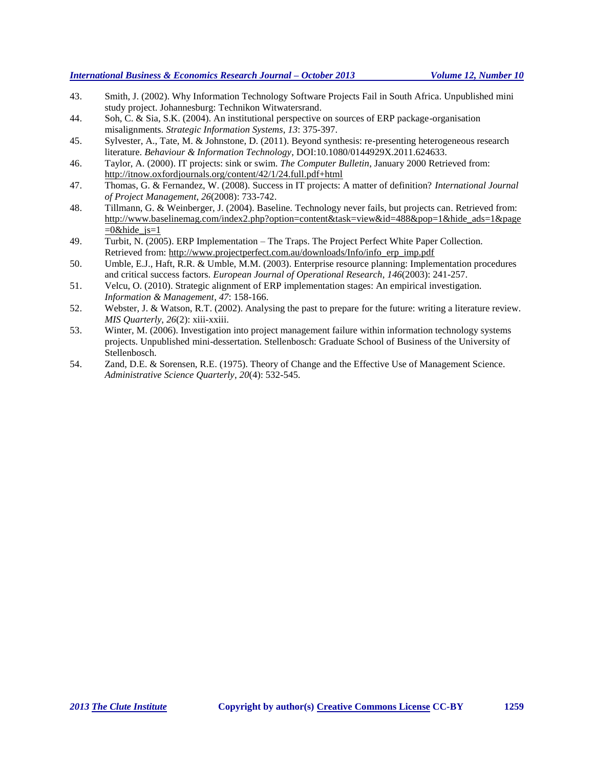43. Smith, J. (2002). Why Information Technology Software Projects Fail in South Africa. Unpublished mini study project. Johannesburg: Technikon Witwatersrand.
44. Soh, C. & Sia, S.K. (2004). An institutional perspective on sources of ERP package-organisation misalignments. *Strategic Information Systems*, *13*: 375-397.
45. Sylvester, A., Tate, M. & Johnstone, D. (2011). Beyond synthesis: re-presenting heterogeneous research literature. *Behaviour & Information Technology*, DOI:10.1080/0144929X.2011.624633.
46. Taylor, A. (2000). IT projects: sink or swim. *The Computer Bulletin*, January 2000 Retrieved from: http://itnow.oxfordjournals.org/content/42/1/24.full.pdf+html
47. Thomas, G. & Fernandez, W. (2008). Success in IT projects: A matter of definition? *International Journal of Project Management*, *26*(2008): 733-742.
48. Tillmann, G. & Weinberger, J. (2004). Baseline. Technology never fails, but projects can. Retrieved from: http://www.baselinemag.com/index2.php?option=content&task=view&id=488&pop=1&hide_ads=1&page=0&hide_js=1
49. Turbit, N. (2005). ERP Implementation – The Traps. The Project Perfect White Paper Collection. Retrieved from: http://www.projectperfect.com.au/downloads/Info/info_erp_imp.pdf
50. Umble, E.J., Haft, R.R. & Umble, M.M. (2003). Enterprise resource planning: Implementation procedures and critical success factors. *European Journal of Operational Research*, *146*(2003): 241-257.
51. Velcu, O. (2010). Strategic alignment of ERP implementation stages: An empirical investigation. *Information & Management*, *47*: 158-166.
52. Webster, J. & Watson, R.T. (2002). Analysing the past to prepare for the future: writing a literature review. *MIS Quarterly*, *26*(2): xiii-xxiii.
53. Winter, M. (2006). Investigation into project management failure within information technology systems projects. Unpublished mini-dissertation. Stellenbosch: Graduate School of Business of the University of Stellenbosch.
54. Zand, D.E. & Sorensen, R.E. (1975). Theory of Change and the Effective Use of Management Science. *Administrative Science Quarterly*, *20*(4): 532-545.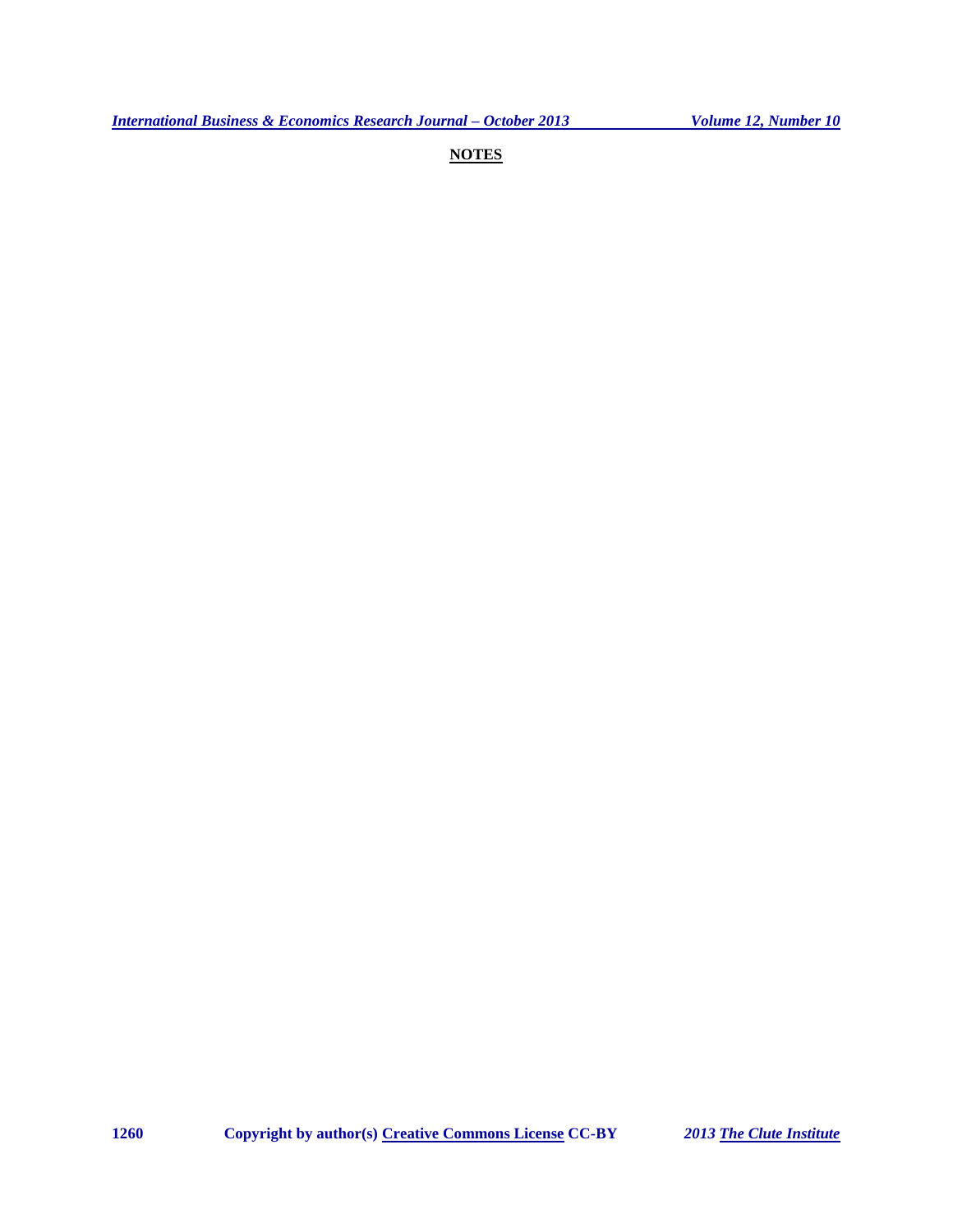**NOTES**